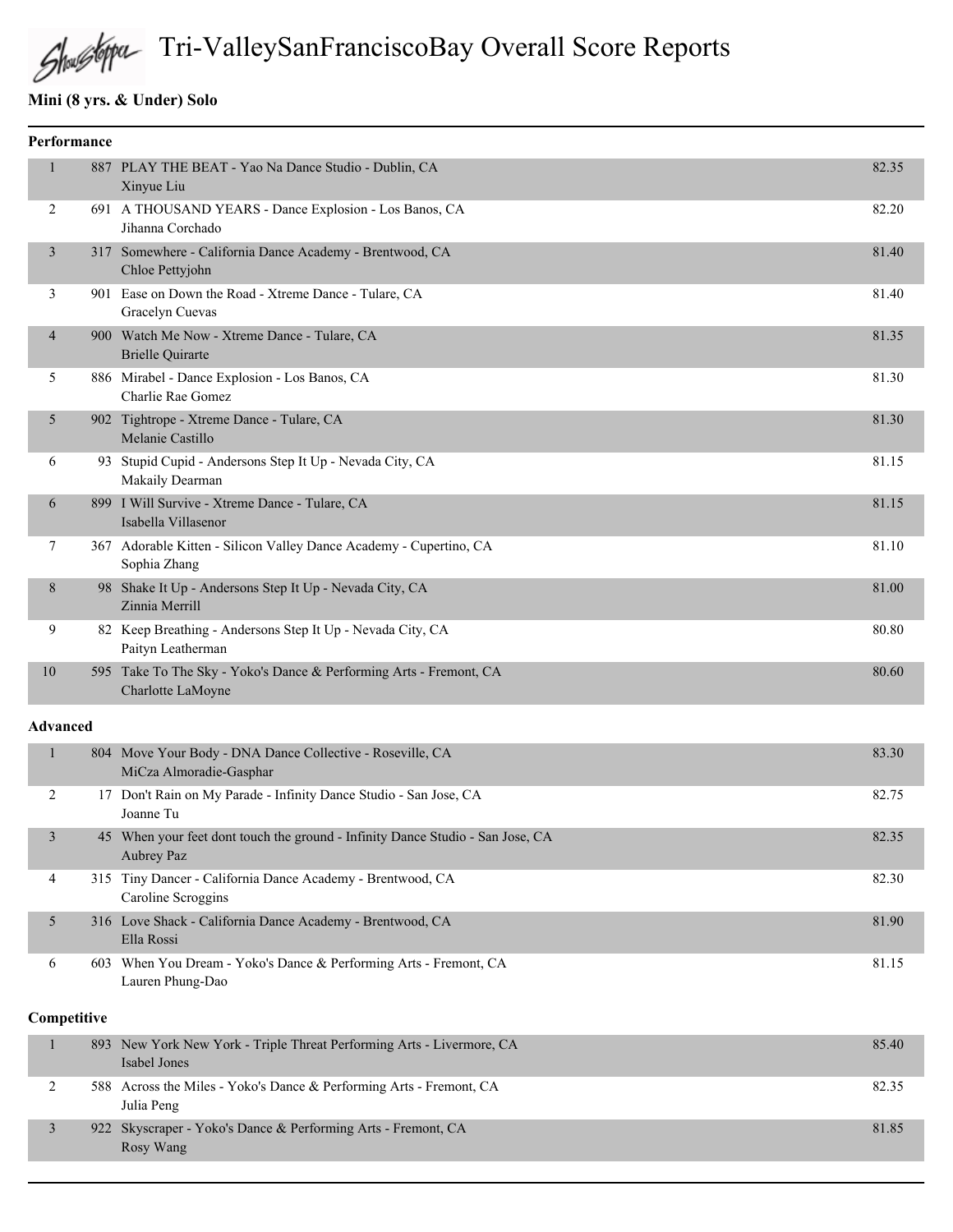# Tri-ValleySanFranciscoBay Overall Score Reports

## Mini (8 yrs. & Under) Solo

### Performance

| Place | # | Entry | Score |
|---|---|---|---|
| 1 | 887 | PLAY THE BEAT - Yao Na Dance Studio - Dublin, CA<br>Xinyue Liu | 82.35 |
| 2 | 691 | A THOUSAND YEARS - Dance Explosion - Los Banos, CA<br>Jihanna Corchado | 82.20 |
| 3 | 317 | Somewhere - California Dance Academy - Brentwood, CA<br>Chloe Pettyjohn | 81.40 |
| 3 | 901 | Ease on Down the Road - Xtreme Dance - Tulare, CA<br>Gracelyn Cuevas | 81.40 |
| 4 | 900 | Watch Me Now - Xtreme Dance - Tulare, CA<br>Brielle Quirarte | 81.35 |
| 5 | 886 | Mirabel - Dance Explosion - Los Banos, CA<br>Charlie Rae Gomez | 81.30 |
| 5 | 902 | Tightrope - Xtreme Dance - Tulare, CA<br>Melanie Castillo | 81.30 |
| 6 | 93 | Stupid Cupid - Andersons Step It Up - Nevada City, CA<br>Makaily Dearman | 81.15 |
| 6 | 899 | I Will Survive - Xtreme Dance - Tulare, CA<br>Isabella Villasenor | 81.15 |
| 7 | 367 | Adorable Kitten - Silicon Valley Dance Academy - Cupertino, CA<br>Sophia Zhang | 81.10 |
| 8 | 98 | Shake It Up - Andersons Step It Up - Nevada City, CA<br>Zinnia Merrill | 81.00 |
| 9 | 82 | Keep Breathing - Andersons Step It Up - Nevada City, CA<br>Paityn Leatherman | 80.80 |
| 10 | 595 | Take To The Sky - Yoko's Dance & Performing Arts - Fremont, CA<br>Charlotte LaMoyne | 80.60 |

### Advanced

| Place | # | Entry | Score |
|---|---|---|---|
| 1 | 804 | Move Your Body - DNA Dance Collective - Roseville, CA<br>MiCza Almoradie-Gasphar | 83.30 |
| 2 | 17 | Don't Rain on My Parade - Infinity Dance Studio - San Jose, CA<br>Joanne Tu | 82.75 |
| 3 | 45 | When your feet dont touch the ground - Infinity Dance Studio - San Jose, CA<br>Aubrey Paz | 82.35 |
| 4 | 315 | Tiny Dancer - California Dance Academy - Brentwood, CA<br>Caroline Scroggins | 82.30 |
| 5 | 316 | Love Shack - California Dance Academy - Brentwood, CA<br>Ella Rossi | 81.90 |
| 6 | 603 | When You Dream - Yoko's Dance & Performing Arts - Fremont, CA<br>Lauren Phung-Dao | 81.15 |

### Competitive

| Place | # | Entry | Score |
|---|---|---|---|
| 1 | 893 | New York New York - Triple Threat Performing Arts - Livermore, CA<br>Isabel Jones | 85.40 |
| 2 | 588 | Across the Miles - Yoko's Dance & Performing Arts - Fremont, CA<br>Julia Peng | 82.35 |
| 3 | 922 | Skyscraper - Yoko's Dance & Performing Arts - Fremont, CA<br>Rosy Wang | 81.85 |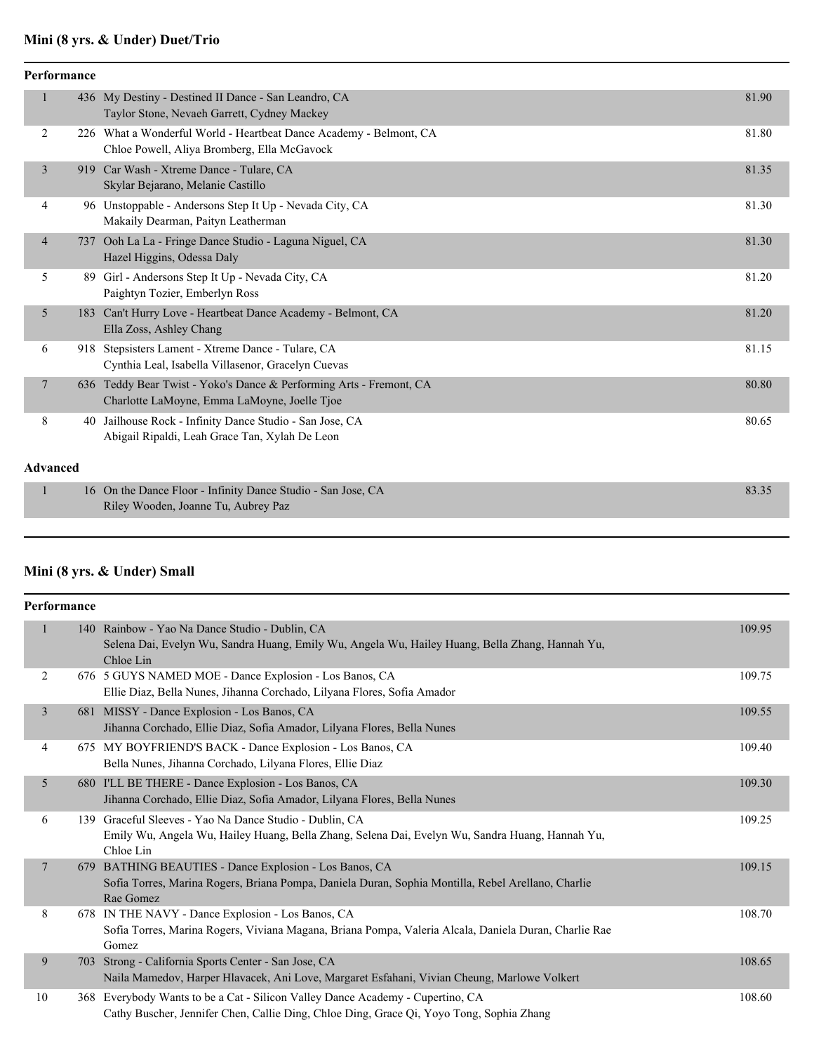## Mini (8 yrs. & Under) Duet/Trio

### Performance

| Place | No. | Entry | Score |
|---|---|---|---|
| 1 | 436 | My Destiny - Destined II Dance - San Leandro, CA<br>Taylor Stone, Nevaeh Garrett, Cydney Mackey | 81.90 |
| 2 | 226 | What a Wonderful World - Heartbeat Dance Academy - Belmont, CA<br>Chloe Powell, Aliya Bromberg, Ella McGavock | 81.80 |
| 3 | 919 | Car Wash - Xtreme Dance - Tulare, CA<br>Skylar Bejarano, Melanie Castillo | 81.35 |
| 4 | 96 | Unstoppable - Andersons Step It Up - Nevada City, CA<br>Makaily Dearman, Paityn Leatherman | 81.30 |
| 4 | 737 | Ooh La La - Fringe Dance Studio - Laguna Niguel, CA<br>Hazel Higgins, Odessa Daly | 81.30 |
| 5 | 89 | Girl - Andersons Step It Up - Nevada City, CA<br>Paightyn Tozier, Emberlyn Ross | 81.20 |
| 5 | 183 | Can't Hurry Love - Heartbeat Dance Academy - Belmont, CA<br>Ella Zoss, Ashley Chang | 81.20 |
| 6 | 918 | Stepsisters Lament - Xtreme Dance - Tulare, CA<br>Cynthia Leal, Isabella Villasenor, Gracelyn Cuevas | 81.15 |
| 7 | 636 | Teddy Bear Twist - Yoko's Dance & Performing Arts - Fremont, CA<br>Charlotte LaMoyne, Emma LaMoyne, Joelle Tjoe | 80.80 |
| 8 | 40 | Jailhouse Rock - Infinity Dance Studio - San Jose, CA<br>Abigail Ripaldi, Leah Grace Tan, Xylah De Leon | 80.65 |

### Advanced

| Place | No. | Entry | Score |
|---|---|---|---|
| 1 | 16 | On the Dance Floor - Infinity Dance Studio - San Jose, CA<br>Riley Wooden, Joanne Tu, Aubrey Paz | 83.35 |

## Mini (8 yrs. & Under) Small

### Performance

| Place | No. | Entry | Score |
|---|---|---|---|
| 1 | 140 | Rainbow - Yao Na Dance Studio - Dublin, CA<br>Selena Dai, Evelyn Wu, Sandra Huang, Emily Wu, Angela Wu, Hailey Huang, Bella Zhang, Hannah Yu, Chloe Lin | 109.95 |
| 2 | 676 | 5 GUYS NAMED MOE - Dance Explosion - Los Banos, CA<br>Ellie Diaz, Bella Nunes, Jihanna Corchado, Lilyana Flores, Sofia Amador | 109.75 |
| 3 | 681 | MISSY - Dance Explosion - Los Banos, CA<br>Jihanna Corchado, Ellie Diaz, Sofia Amador, Lilyana Flores, Bella Nunes | 109.55 |
| 4 | 675 | MY BOYFRIEND'S BACK - Dance Explosion - Los Banos, CA<br>Bella Nunes, Jihanna Corchado, Lilyana Flores, Ellie Diaz | 109.40 |
| 5 | 680 | I'LL BE THERE - Dance Explosion - Los Banos, CA<br>Jihanna Corchado, Ellie Diaz, Sofia Amador, Lilyana Flores, Bella Nunes | 109.30 |
| 6 | 139 | Graceful Sleeves - Yao Na Dance Studio - Dublin, CA<br>Emily Wu, Angela Wu, Hailey Huang, Bella Zhang, Selena Dai, Evelyn Wu, Sandra Huang, Hannah Yu, Chloe Lin | 109.25 |
| 7 | 679 | BATHING BEAUTIES - Dance Explosion - Los Banos, CA<br>Sofia Torres, Marina Rogers, Briana Pompa, Daniela Duran, Sophia Montilla, Rebel Arellano, Charlie Rae Gomez | 109.15 |
| 8 | 678 | IN THE NAVY - Dance Explosion - Los Banos, CA<br>Sofia Torres, Marina Rogers, Viviana Magana, Briana Pompa, Valeria Alcala, Daniela Duran, Charlie Rae Gomez | 108.70 |
| 9 | 703 | Strong - California Sports Center - San Jose, CA<br>Naila Mamedov, Harper Hlavacek, Ani Love, Margaret Esfahani, Vivian Cheung, Marlowe Volkert | 108.65 |
| 10 | 368 | Everybody Wants to be a Cat - Silicon Valley Dance Academy - Cupertino, CA<br>Cathy Buscher, Jennifer Chen, Callie Ding, Chloe Ding, Grace Qi, Yoyo Tong, Sophia Zhang | 108.60 |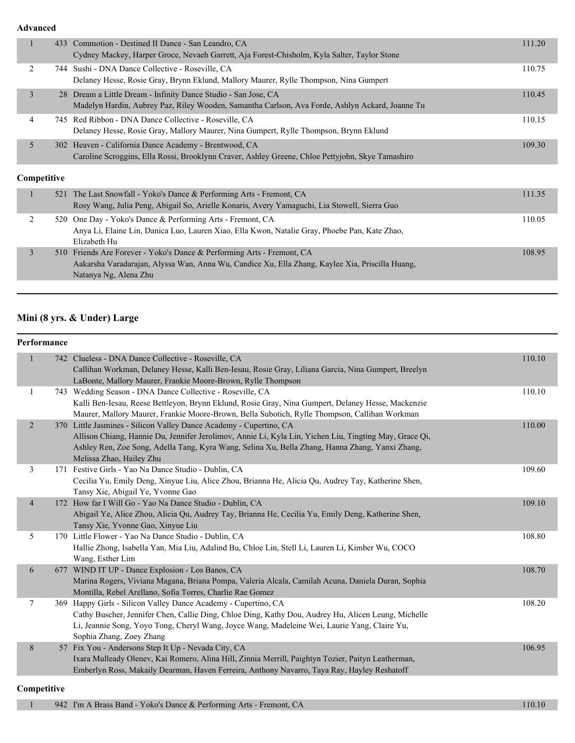**Advanced**

| Place | No. | Entry | Score |
|---|---|---|---|
| 1 | 433 | Commotion - Destined II Dance - San Leandro, CA<br>Cydney Mackey, Harper Groce, Nevaeh Garrett, Aja Forest-Chisholm, Kyla Salter, Taylor Stone | 111.20 |
| 2 | 744 | Sushi - DNA Dance Collective - Roseville, CA<br>Delaney Hesse, Rosie Gray, Brynn Eklund, Mallory Maurer, Rylle Thompson, Nina Gumpert | 110.75 |
| 3 | 28 | Dream a Little Dream - Infinity Dance Studio - San Jose, CA<br>Madelyn Hardin, Aubrey Paz, Riley Wooden, Samantha Carlson, Ava Forde, Ashlyn Ackard, Joanne Tu | 110.45 |
| 4 | 745 | Red Ribbon - DNA Dance Collective - Roseville, CA<br>Delaney Hesse, Rosie Gray, Mallory Maurer, Nina Gumpert, Rylle Thompson, Brynn Eklund | 110.15 |
| 5 | 302 | Heaven - California Dance Academy - Brentwood, CA<br>Caroline Scroggins, Ella Rossi, Brooklynn Craver, Ashley Greene, Chloe Pettyjohn, Skye Tamashiro | 109.30 |

**Competitive**

| Place | No. | Entry | Score |
|---|---|---|---|
| 1 | 521 | The Last Snowfall - Yoko's Dance & Performing Arts - Fremont, CA<br>Rosy Wang, Julia Peng, Abigail So, Arielle Konaris, Avery Yamaguchi, Lia Stowell, Sierra Guo | 111.35 |
| 2 | 520 | One Day - Yoko's Dance & Performing Arts - Fremont, CA<br>Anya Li, Elaine Lin, Danica Luo, Lauren Xiao, Ella Kwon, Natalie Gray, Phoebe Pan, Kate Zhao, Elizabeth Hu | 110.05 |
| 3 | 510 | Friends Are Forever - Yoko's Dance & Performing Arts - Fremont, CA<br>Aakarsha Varadarajan, Alyssa Wan, Anna Wu, Candice Xu, Ella Zhang, Kaylee Xia, Priscilla Huang, Natanya Ng, Alena Zhu | 108.95 |

## Mini (8 yrs. & Under) Large

**Performance**

| Place | No. | Entry | Score |
|---|---|---|---|
| 1 | 742 | Clueless - DNA Dance Collective - Roseville, CA<br>Callihan Workman, Delaney Hesse, Kalli Ben-Iesau, Rosie Gray, Liliana Garcia, Nina Gumpert, Breelyn LaBonte, Mallory Maurer, Frankie Moore-Brown, Rylle Thompson | 110.10 |
| 1 | 743 | Wedding Season - DNA Dance Collective - Roseville, CA<br>Kalli Ben-Iesau, Reese Bettleyon, Brynn Eklund, Rosie Gray, Nina Gumpert, Delaney Hesse, Mackenzie Maurer, Mallory Maurer, Frankie Moore-Brown, Bella Subotich, Rylle Thompson, Callihan Workman | 110.10 |
| 2 | 370 | Little Jasmines - Silicon Valley Dance Academy - Cupertino, CA<br>Allison Chiang, Hannie Du, Jennifer Jerolimov, Annie Li, Kyla Lin, Yichen Liu, Tingting May, Grace Qi, Ashley Ren, Zoe Song, Adella Tang, Kyra Wang, Selina Xu, Bella Zhang, Hanna Zhang, Yanxi Zhang, Melissa Zhao, Hailey Zhu | 110.00 |
| 3 | 171 | Festive Girls - Yao Na Dance Studio - Dublin, CA<br>Cecilia Yu, Emily Deng, Xinyue Liu, Alice Zhou, Brianna He, Alicia Qu, Audrey Tay, Katherine Shen, Tansy Xie, Abigail Ye, Yvonne Gao | 109.60 |
| 4 | 172 | How far I Will Go - Yao Na Dance Studio - Dublin, CA<br>Abigail Ye, Alice Zhou, Alicia Qu, Audrey Tay, Brianna He, Cecilia Yu, Emily Deng, Katherine Shen, Tansy Xie, Yvonne Gao, Xinyue Liu | 109.10 |
| 5 | 170 | Little Flower - Yao Na Dance Studio - Dublin, CA<br>Hallie Zhong, Isabella Yan, Mia Liu, Adalind Bu, Chloe Lin, Stell Li, Lauren Li, Kimber Wu, COCO Wang, Esther Lim | 108.80 |
| 6 | 677 | WIND IT UP - Dance Explosion - Los Banos, CA<br>Marina Rogers, Viviana Magana, Briana Pompa, Valeria Alcala, Camilah Acuna, Daniela Duran, Sophia Montilla, Rebel Arellano, Sofia Torres, Charlie Rae Gomez | 108.70 |
| 7 | 369 | Happy Girls - Silicon Valley Dance Academy - Cupertino, CA<br>Cathy Buscher, Jennifer Chen, Callie Ding, Chloe Ding, Kathy Dou, Audrey Hu, Alicen Leung, Michelle Li, Jeannie Song, Yoyo Tong, Cheryl Wang, Joyce Wang, Madeleine Wei, Laurie Yang, Claire Yu, Sophia Zhang, Zoey Zhang | 108.20 |
| 8 | 57 | Fix You - Andersons Step It Up - Nevada City, CA<br>Ixara Mulleady Olenev, Kai Romero, Alina Hill, Zinnia Merrill, Paightyn Tozier, Paityn Leatherman, Emberlyn Ross, Makaily Dearman, Haven Ferreira, Anthony Navarro, Taya Ray, Hayley Reshatoff | 106.95 |

**Competitive**

| Place | No. | Entry | Score |
|---|---|---|---|
| 1 | 942 | I'm A Brass Band - Yoko's Dance & Performing Arts - Fremont, CA | 110.10 |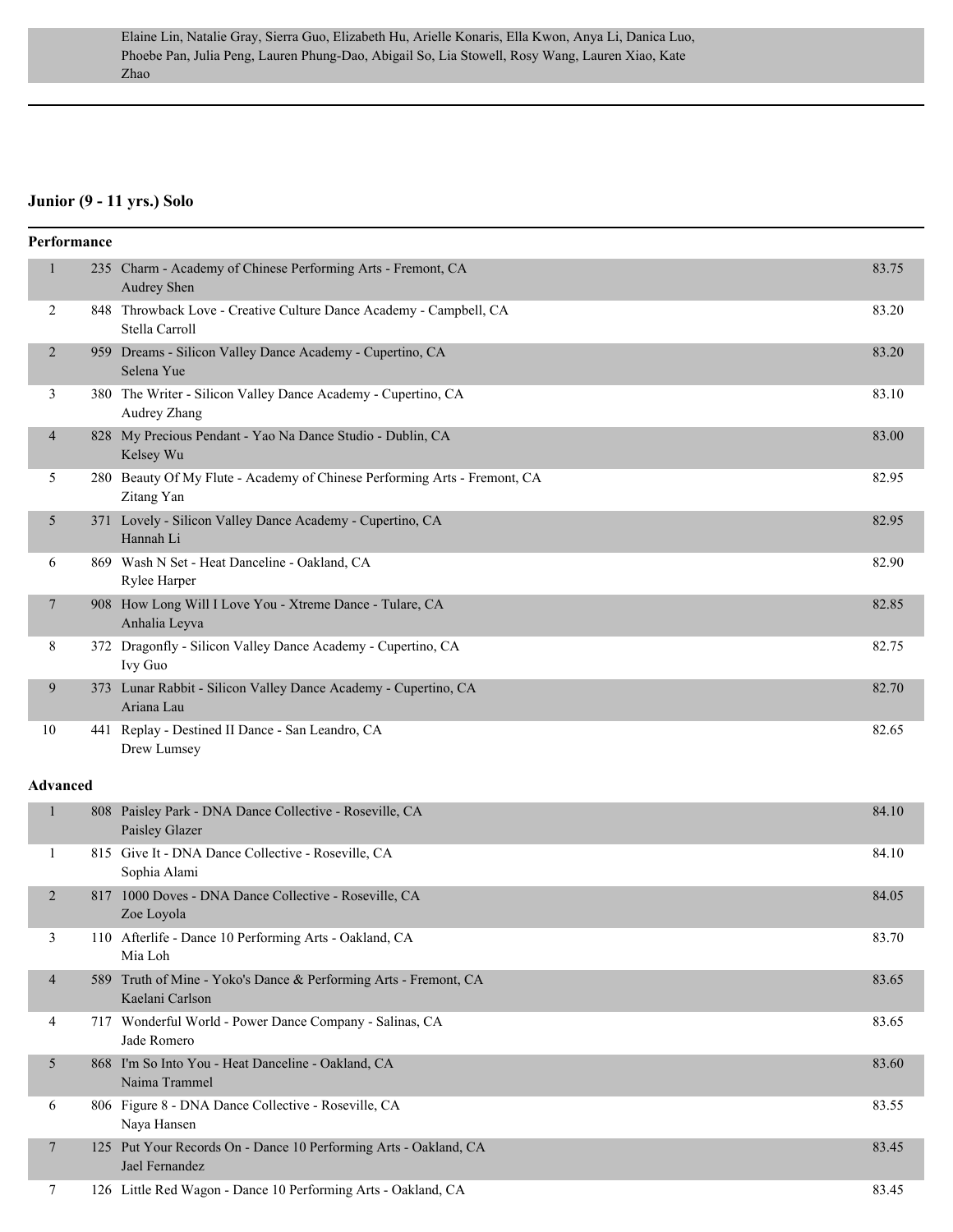Elaine Lin, Natalie Gray, Sierra Guo, Elizabeth Hu, Arielle Konaris, Ella Kwon, Anya Li, Danica Luo, Phoebe Pan, Julia Peng, Lauren Phung-Dao, Abigail So, Lia Stowell, Rosy Wang, Lauren Xiao, Kate Zhao

## Junior (9 - 11 yrs.) Solo

### Performance

| Place | No. | Routine | Score |
|---|---|---|---|
| 1 | 235 | Charm - Academy of Chinese Performing Arts - Fremont, CA<br>Audrey Shen | 83.75 |
| 2 | 848 | Throwback Love - Creative Culture Dance Academy - Campbell, CA<br>Stella Carroll | 83.20 |
| 2 | 959 | Dreams - Silicon Valley Dance Academy - Cupertino, CA<br>Selena Yue | 83.20 |
| 3 | 380 | The Writer - Silicon Valley Dance Academy - Cupertino, CA<br>Audrey Zhang | 83.10 |
| 4 | 828 | My Precious Pendant - Yao Na Dance Studio - Dublin, CA<br>Kelsey Wu | 83.00 |
| 5 | 280 | Beauty Of My Flute - Academy of Chinese Performing Arts - Fremont, CA<br>Zitang Yan | 82.95 |
| 5 | 371 | Lovely - Silicon Valley Dance Academy - Cupertino, CA<br>Hannah Li | 82.95 |
| 6 | 869 | Wash N Set - Heat Danceline - Oakland, CA<br>Rylee Harper | 82.90 |
| 7 | 908 | How Long Will I Love You - Xtreme Dance - Tulare, CA<br>Anhalia Leyva | 82.85 |
| 8 | 372 | Dragonfly - Silicon Valley Dance Academy - Cupertino, CA<br>Ivy Guo | 82.75 |
| 9 | 373 | Lunar Rabbit - Silicon Valley Dance Academy - Cupertino, CA<br>Ariana Lau | 82.70 |
| 10 | 441 | Replay - Destined II Dance - San Leandro, CA<br>Drew Lumsey | 82.65 |

### Advanced

| Place | No. | Routine | Score |
|---|---|---|---|
| 1 | 808 | Paisley Park - DNA Dance Collective - Roseville, CA<br>Paisley Glazer | 84.10 |
| 1 | 815 | Give It - DNA Dance Collective - Roseville, CA<br>Sophia Alami | 84.10 |
| 2 | 817 | 1000 Doves - DNA Dance Collective - Roseville, CA<br>Zoe Loyola | 84.05 |
| 3 | 110 | Afterlife - Dance 10 Performing Arts - Oakland, CA<br>Mia Loh | 83.70 |
| 4 | 589 | Truth of Mine - Yoko's Dance & Performing Arts - Fremont, CA<br>Kaelani Carlson | 83.65 |
| 4 | 717 | Wonderful World - Power Dance Company - Salinas, CA<br>Jade Romero | 83.65 |
| 5 | 868 | I'm So Into You - Heat Danceline - Oakland, CA<br>Naima Trammel | 83.60 |
| 6 | 806 | Figure 8 - DNA Dance Collective - Roseville, CA<br>Naya Hansen | 83.55 |
| 7 | 125 | Put Your Records On - Dance 10 Performing Arts - Oakland, CA<br>Jael Fernandez | 83.45 |
| 7 | 126 | Little Red Wagon - Dance 10 Performing Arts - Oakland, CA | 83.45 |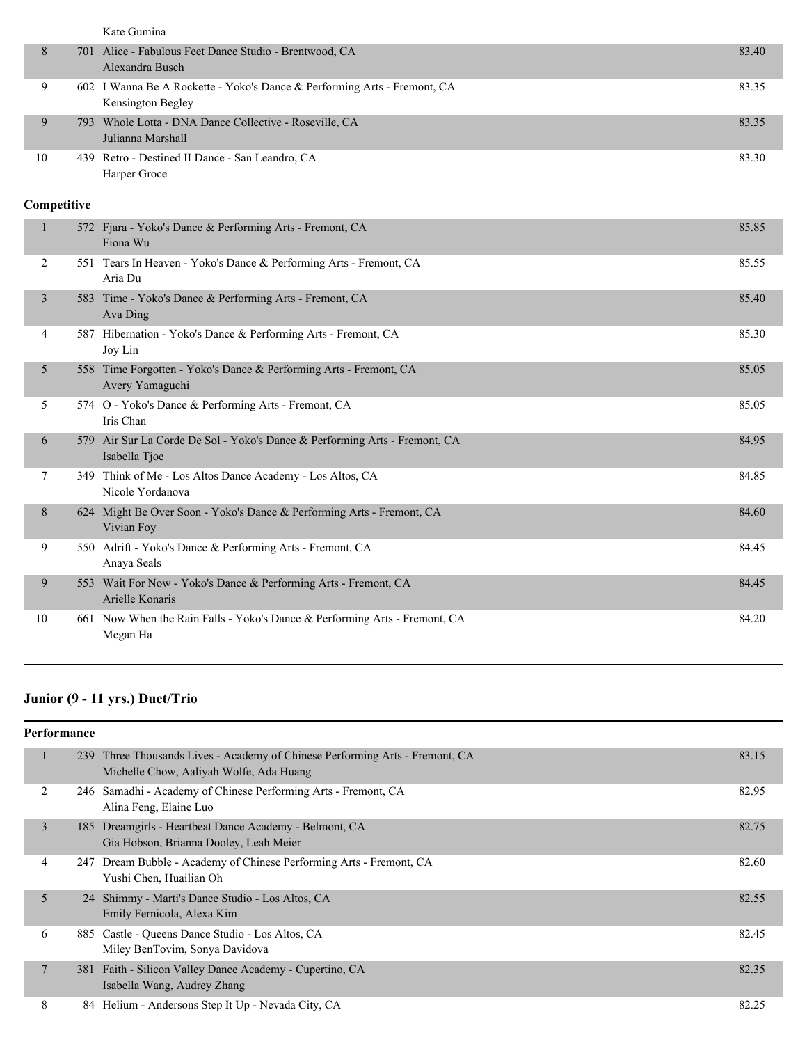| | | | |
|---|---|---|---|
| | | Kate Gumina | |
| 8 | 701 | Alice - Fabulous Feet Dance Studio - Brentwood, CA<br>Alexandra Busch | 83.40 |
| 9 | 602 | I Wanna Be A Rockette - Yoko's Dance & Performing Arts - Fremont, CA<br>Kensington Begley | 83.35 |
| 9 | 793 | Whole Lotta - DNA Dance Collective - Roseville, CA<br>Julianna Marshall | 83.35 |
| 10 | 439 | Retro - Destined II Dance - San Leandro, CA<br>Harper Groce | 83.30 |

**Competitive**

| | | | |
|---|---|---|---|
| 1 | 572 | Fjara - Yoko's Dance & Performing Arts - Fremont, CA<br>Fiona Wu | 85.85 |
| 2 | 551 | Tears In Heaven - Yoko's Dance & Performing Arts - Fremont, CA<br>Aria Du | 85.55 |
| 3 | 583 | Time - Yoko's Dance & Performing Arts - Fremont, CA<br>Ava Ding | 85.40 |
| 4 | 587 | Hibernation - Yoko's Dance & Performing Arts - Fremont, CA<br>Joy Lin | 85.30 |
| 5 | 558 | Time Forgotten - Yoko's Dance & Performing Arts - Fremont, CA<br>Avery Yamaguchi | 85.05 |
| 5 | 574 | O - Yoko's Dance & Performing Arts - Fremont, CA<br>Iris Chan | 85.05 |
| 6 | 579 | Air Sur La Corde De Sol - Yoko's Dance & Performing Arts - Fremont, CA<br>Isabella Tjoe | 84.95 |
| 7 | 349 | Think of Me - Los Altos Dance Academy - Los Altos, CA<br>Nicole Yordanova | 84.85 |
| 8 | 624 | Might Be Over Soon - Yoko's Dance & Performing Arts - Fremont, CA<br>Vivian Foy | 84.60 |
| 9 | 550 | Adrift - Yoko's Dance & Performing Arts - Fremont, CA<br>Anaya Seals | 84.45 |
| 9 | 553 | Wait For Now - Yoko's Dance & Performing Arts - Fremont, CA<br>Arielle Konaris | 84.45 |
| 10 | 661 | Now When the Rain Falls - Yoko's Dance & Performing Arts - Fremont, CA<br>Megan Ha | 84.20 |

## Junior (9 - 11 yrs.) Duet/Trio

**Performance**

| | | | |
|---|---|---|---|
| 1 | 239 | Three Thousands Lives - Academy of Chinese Performing Arts - Fremont, CA<br>Michelle Chow, Aaliyah Wolfe, Ada Huang | 83.15 |
| 2 | 246 | Samadhi - Academy of Chinese Performing Arts - Fremont, CA<br>Alina Feng, Elaine Luo | 82.95 |
| 3 | 185 | Dreamgirls - Heartbeat Dance Academy - Belmont, CA<br>Gia Hobson, Brianna Dooley, Leah Meier | 82.75 |
| 4 | 247 | Dream Bubble - Academy of Chinese Performing Arts - Fremont, CA<br>Yushi Chen, Huailian Oh | 82.60 |
| 5 | 24 | Shimmy - Marti's Dance Studio - Los Altos, CA<br>Emily Fernicola, Alexa Kim | 82.55 |
| 6 | 885 | Castle - Queens Dance Studio - Los Altos, CA<br>Miley BenTovim, Sonya Davidova | 82.45 |
| 7 | 381 | Faith - Silicon Valley Dance Academy - Cupertino, CA<br>Isabella Wang, Audrey Zhang | 82.35 |
| 8 | 84 | Helium - Andersons Step It Up - Nevada City, CA | 82.25 |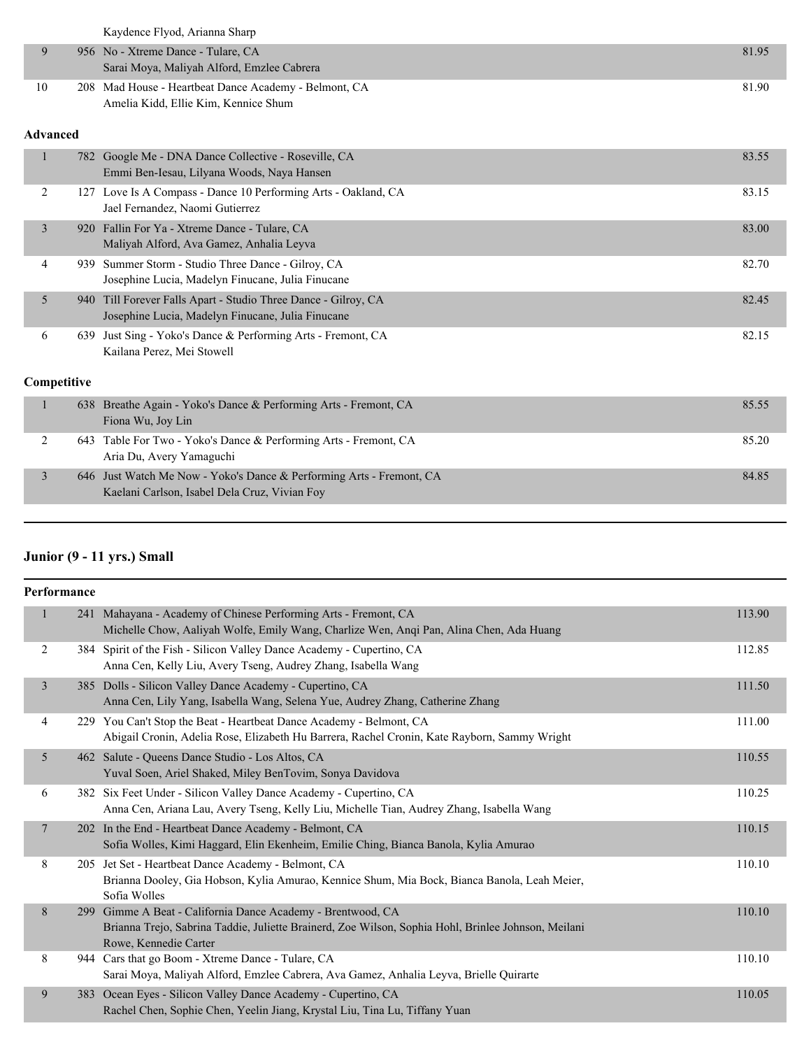| | | | |
|---|---|---|---|
| | | Kaydence Flyod, Arianna Sharp | |
| 9 | 956 | No - Xtreme Dance - Tulare, CA<br>Sarai Moya, Maliyah Alford, Emzlee Cabrera | 81.95 |
| 10 | 208 | Mad House - Heartbeat Dance Academy - Belmont, CA<br>Amelia Kidd, Ellie Kim, Kennice Shum | 81.90 |

**Advanced**

| | | | |
|---|---|---|---|
| 1 | 782 | Google Me - DNA Dance Collective - Roseville, CA<br>Emmi Ben-Iesau, Lilyana Woods, Naya Hansen | 83.55 |
| 2 | 127 | Love Is A Compass - Dance 10 Performing Arts - Oakland, CA<br>Jael Fernandez, Naomi Gutierrez | 83.15 |
| 3 | 920 | Fallin For Ya - Xtreme Dance - Tulare, CA<br>Maliyah Alford, Ava Gamez, Anhalia Leyva | 83.00 |
| 4 | 939 | Summer Storm - Studio Three Dance - Gilroy, CA<br>Josephine Lucia, Madelyn Finucane, Julia Finucane | 82.70 |
| 5 | 940 | Till Forever Falls Apart - Studio Three Dance - Gilroy, CA<br>Josephine Lucia, Madelyn Finucane, Julia Finucane | 82.45 |
| 6 | 639 | Just Sing - Yoko's Dance & Performing Arts - Fremont, CA<br>Kailana Perez, Mei Stowell | 82.15 |

**Competitive**

| | | | |
|---|---|---|---|
| 1 | 638 | Breathe Again - Yoko's Dance & Performing Arts - Fremont, CA<br>Fiona Wu, Joy Lin | 85.55 |
| 2 | 643 | Table For Two - Yoko's Dance & Performing Arts - Fremont, CA<br>Aria Du, Avery Yamaguchi | 85.20 |
| 3 | 646 | Just Watch Me Now - Yoko's Dance & Performing Arts - Fremont, CA<br>Kaelani Carlson, Isabel Dela Cruz, Vivian Foy | 84.85 |

## Junior (9 - 11 yrs.) Small

**Performance**

| | | | |
|---|---|---|---|
| 1 | 241 | Mahayana - Academy of Chinese Performing Arts - Fremont, CA<br>Michelle Chow, Aaliyah Wolfe, Emily Wang, Charlize Wen, Anqi Pan, Alina Chen, Ada Huang | 113.90 |
| 2 | 384 | Spirit of the Fish - Silicon Valley Dance Academy - Cupertino, CA<br>Anna Cen, Kelly Liu, Avery Tseng, Audrey Zhang, Isabella Wang | 112.85 |
| 3 | 385 | Dolls - Silicon Valley Dance Academy - Cupertino, CA<br>Anna Cen, Lily Yang, Isabella Wang, Selena Yue, Audrey Zhang, Catherine Zhang | 111.50 |
| 4 | 229 | You Can't Stop the Beat - Heartbeat Dance Academy - Belmont, CA<br>Abigail Cronin, Adelia Rose, Elizabeth Hu Barrera, Rachel Cronin, Kate Rayborn, Sammy Wright | 111.00 |
| 5 | 462 | Salute - Queens Dance Studio - Los Altos, CA<br>Yuval Soen, Ariel Shaked, Miley BenTovim, Sonya Davidova | 110.55 |
| 6 | 382 | Six Feet Under - Silicon Valley Dance Academy - Cupertino, CA<br>Anna Cen, Ariana Lau, Avery Tseng, Kelly Liu, Michelle Tian, Audrey Zhang, Isabella Wang | 110.25 |
| 7 | 202 | In the End - Heartbeat Dance Academy - Belmont, CA<br>Sofia Wolles, Kimi Haggard, Elin Ekenheim, Emilie Ching, Bianca Banola, Kylia Amurao | 110.15 |
| 8 | 205 | Jet Set - Heartbeat Dance Academy - Belmont, CA<br>Brianna Dooley, Gia Hobson, Kylia Amurao, Kennice Shum, Mia Bock, Bianca Banola, Leah Meier, Sofia Wolles | 110.10 |
| 8 | 299 | Gimme A Beat - California Dance Academy - Brentwood, CA<br>Brianna Trejo, Sabrina Taddie, Juliette Brainerd, Zoe Wilson, Sophia Hohl, Brinlee Johnson, Meilani Rowe, Kennedie Carter | 110.10 |
| 8 | 944 | Cars that go Boom - Xtreme Dance - Tulare, CA<br>Sarai Moya, Maliyah Alford, Emzlee Cabrera, Ava Gamez, Anhalia Leyva, Brielle Quirarte | 110.10 |
| 9 | 383 | Ocean Eyes - Silicon Valley Dance Academy - Cupertino, CA<br>Rachel Chen, Sophie Chen, Yeelin Jiang, Krystal Liu, Tina Lu, Tiffany Yuan | 110.05 |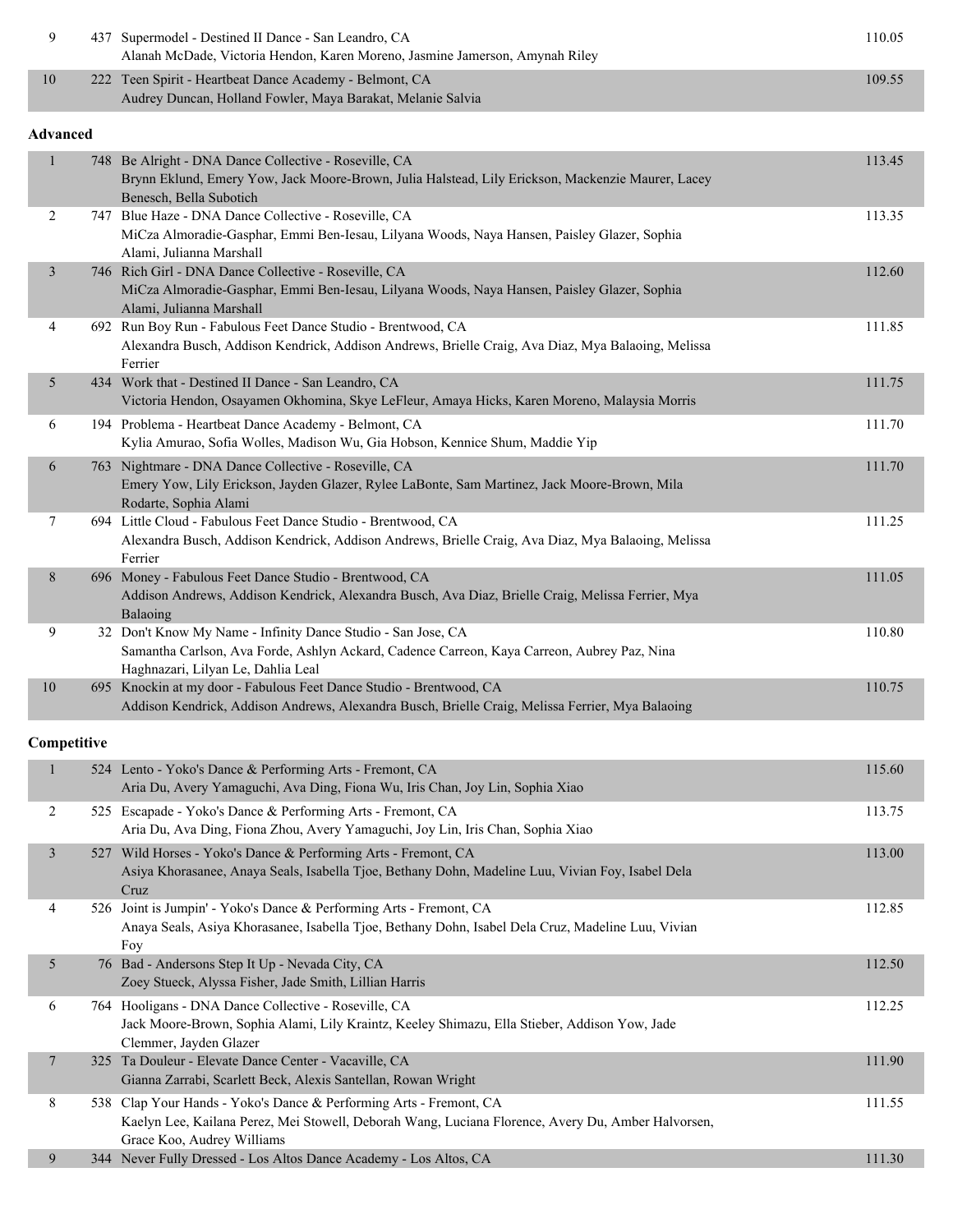| Place | # | Routine - Studio - Location / Dancers | Score |
|---|---|---|---|
| 9 | 437 | Supermodel - Destined II Dance - San Leandro, CA<br>Alanah McDade, Victoria Hendon, Karen Moreno, Jasmine Jamerson, Amynah Riley | 110.05 |
| 10 | 222 | Teen Spirit - Heartbeat Dance Academy - Belmont, CA<br>Audrey Duncan, Holland Fowler, Maya Barakat, Melanie Salvia | 109.55 |

**Advanced**

| Place | # | Routine - Studio - Location / Dancers | Score |
|---|---|---|---|
| 1 | 748 | Be Alright - DNA Dance Collective - Roseville, CA<br>Brynn Eklund, Emery Yow, Jack Moore-Brown, Julia Halstead, Lily Erickson, Mackenzie Maurer, Lacey Benesch, Bella Subotich | 113.45 |
| 2 | 747 | Blue Haze - DNA Dance Collective - Roseville, CA<br>MiCza Almoradie-Gasphar, Emmi Ben-Iesau, Lilyana Woods, Naya Hansen, Paisley Glazer, Sophia Alami, Julianna Marshall | 113.35 |
| 3 | 746 | Rich Girl - DNA Dance Collective - Roseville, CA<br>MiCza Almoradie-Gasphar, Emmi Ben-Iesau, Lilyana Woods, Naya Hansen, Paisley Glazer, Sophia Alami, Julianna Marshall | 112.60 |
| 4 | 692 | Run Boy Run - Fabulous Feet Dance Studio - Brentwood, CA<br>Alexandra Busch, Addison Kendrick, Addison Andrews, Brielle Craig, Ava Diaz, Mya Balaoing, Melissa Ferrier | 111.85 |
| 5 | 434 | Work that - Destined II Dance - San Leandro, CA<br>Victoria Hendon, Osayamen Okhomina, Skye LeFleur, Amaya Hicks, Karen Moreno, Malaysia Morris | 111.75 |
| 6 | 194 | Problema - Heartbeat Dance Academy - Belmont, CA<br>Kylia Amurao, Sofia Wolles, Madison Wu, Gia Hobson, Kennice Shum, Maddie Yip | 111.70 |
| 6 | 763 | Nightmare - DNA Dance Collective - Roseville, CA<br>Emery Yow, Lily Erickson, Jayden Glazer, Rylee LaBonte, Sam Martinez, Jack Moore-Brown, Mila Rodarte, Sophia Alami | 111.70 |
| 7 | 694 | Little Cloud - Fabulous Feet Dance Studio - Brentwood, CA<br>Alexandra Busch, Addison Kendrick, Addison Andrews, Brielle Craig, Ava Diaz, Mya Balaoing, Melissa Ferrier | 111.25 |
| 8 | 696 | Money - Fabulous Feet Dance Studio - Brentwood, CA<br>Addison Andrews, Addison Kendrick, Alexandra Busch, Ava Diaz, Brielle Craig, Melissa Ferrier, Mya Balaoing | 111.05 |
| 9 | 32 | Don't Know My Name - Infinity Dance Studio - San Jose, CA<br>Samantha Carlson, Ava Forde, Ashlyn Ackard, Cadence Carreon, Kaya Carreon, Aubrey Paz, Nina Haghnazari, Lilyan Le, Dahlia Leal | 110.80 |
| 10 | 695 | Knockin at my door - Fabulous Feet Dance Studio - Brentwood, CA<br>Addison Kendrick, Addison Andrews, Alexandra Busch, Brielle Craig, Melissa Ferrier, Mya Balaoing | 110.75 |

**Competitive**

| Place | # | Routine - Studio - Location / Dancers | Score |
|---|---|---|---|
| 1 | 524 | Lento - Yoko's Dance & Performing Arts - Fremont, CA<br>Aria Du, Avery Yamaguchi, Ava Ding, Fiona Wu, Iris Chan, Joy Lin, Sophia Xiao | 115.60 |
| 2 | 525 | Escapade - Yoko's Dance & Performing Arts - Fremont, CA<br>Aria Du, Ava Ding, Fiona Zhou, Avery Yamaguchi, Joy Lin, Iris Chan, Sophia Xiao | 113.75 |
| 3 | 527 | Wild Horses - Yoko's Dance & Performing Arts - Fremont, CA<br>Asiya Khorasanee, Anaya Seals, Isabella Tjoe, Bethany Dohn, Madeline Luu, Vivian Foy, Isabel Dela Cruz | 113.00 |
| 4 | 526 | Joint is Jumpin' - Yoko's Dance & Performing Arts - Fremont, CA<br>Anaya Seals, Asiya Khorasanee, Isabella Tjoe, Bethany Dohn, Isabel Dela Cruz, Madeline Luu, Vivian Foy | 112.85 |
| 5 | 76 | Bad - Andersons Step It Up - Nevada City, CA<br>Zoey Stueck, Alyssa Fisher, Jade Smith, Lillian Harris | 112.50 |
| 6 | 764 | Hooligans - DNA Dance Collective - Roseville, CA<br>Jack Moore-Brown, Sophia Alami, Lily Kraintz, Keeley Shimazu, Ella Stieber, Addison Yow, Jade Clemmer, Jayden Glazer | 112.25 |
| 7 | 325 | Ta Douleur - Elevate Dance Center - Vacaville, CA<br>Gianna Zarrabi, Scarlett Beck, Alexis Santellan, Rowan Wright | 111.90 |
| 8 | 538 | Clap Your Hands - Yoko's Dance & Performing Arts - Fremont, CA<br>Kaelyn Lee, Kailana Perez, Mei Stowell, Deborah Wang, Luciana Florence, Avery Du, Amber Halvorsen, Grace Koo, Audrey Williams | 111.55 |
| 9 | 344 | Never Fully Dressed - Los Altos Dance Academy - Los Altos, CA | 111.30 |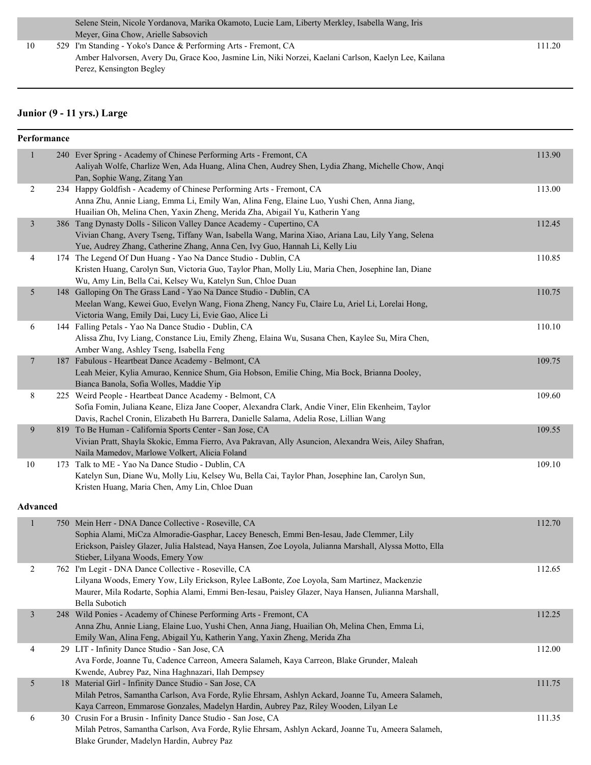| | | | |
|---|---|---|---|
| | | Selene Stein, Nicole Yordanova, Marika Okamoto, Lucie Lam, Liberty Merkley, Isabella Wang, Iris Meyer, Gina Chow, Arielle Sabsovich | |
| 10 | 529 | I'm Standing - Yoko's Dance & Performing Arts - Fremont, CA<br>Amber Halvorsen, Avery Du, Grace Koo, Jasmine Lin, Niki Norzei, Kaelani Carlson, Kaelyn Lee, Kailana Perez, Kensington Begley | 111.20 |

## Junior (9 - 11 yrs.) Large

### Performance

| | | | |
|---|---|---|---|
| 1 | 240 | Ever Spring - Academy of Chinese Performing Arts - Fremont, CA<br>Aaliyah Wolfe, Charlize Wen, Ada Huang, Alina Chen, Audrey Shen, Lydia Zhang, Michelle Chow, Anqi Pan, Sophie Wang, Zitang Yan | 113.90 |
| 2 | 234 | Happy Goldfish - Academy of Chinese Performing Arts - Fremont, CA<br>Anna Zhu, Annie Liang, Emma Li, Emily Wan, Alina Feng, Elaine Luo, Yushi Chen, Anna Jiang, Huailian Oh, Melina Chen, Yaxin Zheng, Merida Zha, Abigail Yu, Katherin Yang | 113.00 |
| 3 | 386 | Tang Dynasty Dolls - Silicon Valley Dance Academy - Cupertino, CA<br>Vivian Chang, Avery Tseng, Tiffany Wan, Isabella Wang, Marina Xiao, Ariana Lau, Lily Yang, Selena Yue, Audrey Zhang, Catherine Zhang, Anna Cen, Ivy Guo, Hannah Li, Kelly Liu | 112.45 |
| 4 | 174 | The Legend Of Dun Huang - Yao Na Dance Studio - Dublin, CA<br>Kristen Huang, Carolyn Sun, Victoria Guo, Taylor Phan, Molly Liu, Maria Chen, Josephine Ian, Diane Wu, Amy Lin, Bella Cai, Kelsey Wu, Katelyn Sun, Chloe Duan | 110.85 |
| 5 | 148 | Galloping On The Grass Land - Yao Na Dance Studio - Dublin, CA<br>Meelan Wang, Kewei Guo, Evelyn Wang, Fiona Zheng, Nancy Fu, Claire Lu, Ariel Li, Lorelai Hong, Victoria Wang, Emily Dai, Lucy Li, Evie Gao, Alice Li | 110.75 |
| 6 | 144 | Falling Petals - Yao Na Dance Studio - Dublin, CA<br>Alissa Zhu, Ivy Liang, Constance Liu, Emily Zheng, Elaina Wu, Susana Chen, Kaylee Su, Mira Chen, Amber Wang, Ashley Tseng, Isabella Feng | 110.10 |
| 7 | 187 | Fabulous - Heartbeat Dance Academy - Belmont, CA<br>Leah Meier, Kylia Amurao, Kennice Shum, Gia Hobson, Emilie Ching, Mia Bock, Brianna Dooley, Bianca Banola, Sofia Wolles, Maddie Yip | 109.75 |
| 8 | 225 | Weird People - Heartbeat Dance Academy - Belmont, CA<br>Sofia Fomin, Juliana Keane, Eliza Jane Cooper, Alexandra Clark, Andie Viner, Elin Ekenheim, Taylor Davis, Rachel Cronin, Elizabeth Hu Barrera, Danielle Salama, Adelia Rose, Lillian Wang | 109.60 |
| 9 | 819 | To Be Human - California Sports Center - San Jose, CA<br>Vivian Pratt, Shayla Skokic, Emma Fierro, Ava Pakravan, Ally Asuncion, Alexandra Weis, Ailey Shafran, Naila Mamedov, Marlowe Volkert, Alicia Foland | 109.55 |
| 10 | 173 | Talk to ME - Yao Na Dance Studio - Dublin, CA<br>Katelyn Sun, Diane Wu, Molly Liu, Kelsey Wu, Bella Cai, Taylor Phan, Josephine Ian, Carolyn Sun, Kristen Huang, Maria Chen, Amy Lin, Chloe Duan | 109.10 |

### Advanced

| | | | |
|---|---|---|---|
| 1 | 750 | Mein Herr - DNA Dance Collective - Roseville, CA<br>Sophia Alami, MiCza Almoradie-Gasphar, Lacey Benesch, Emmi Ben-Iesau, Jade Clemmer, Lily Erickson, Paisley Glazer, Julia Halstead, Naya Hansen, Zoe Loyola, Julianna Marshall, Alyssa Motto, Ella Stieber, Lilyana Woods, Emery Yow | 112.70 |
| 2 | 762 | I'm Legit - DNA Dance Collective - Roseville, CA<br>Lilyana Woods, Emery Yow, Lily Erickson, Rylee LaBonte, Zoe Loyola, Sam Martinez, Mackenzie Maurer, Mila Rodarte, Sophia Alami, Emmi Ben-Iesau, Paisley Glazer, Naya Hansen, Julianna Marshall, Bella Subotich | 112.65 |
| 3 | 248 | Wild Ponies - Academy of Chinese Performing Arts - Fremont, CA<br>Anna Zhu, Annie Liang, Elaine Luo, Yushi Chen, Anna Jiang, Huailian Oh, Melina Chen, Emma Li, Emily Wan, Alina Feng, Abigail Yu, Katherin Yang, Yaxin Zheng, Merida Zha | 112.25 |
| 4 | 29 | LIT - Infinity Dance Studio - San Jose, CA<br>Ava Forde, Joanne Tu, Cadence Carreon, Ameera Salameh, Kaya Carreon, Blake Grunder, Maleah Kwende, Aubrey Paz, Nina Haghnazari, Ilah Dempsey | 112.00 |
| 5 | 18 | Material Girl - Infinity Dance Studio - San Jose, CA<br>Milah Petros, Samantha Carlson, Ava Forde, Rylie Ehrsam, Ashlyn Ackard, Joanne Tu, Ameera Salameh, Kaya Carreon, Emmarose Gonzales, Madelyn Hardin, Aubrey Paz, Riley Wooden, Lilyan Le | 111.75 |
| 6 | 30 | Crusin For a Brusin - Infinity Dance Studio - San Jose, CA<br>Milah Petros, Samantha Carlson, Ava Forde, Rylie Ehrsam, Ashlyn Ackard, Joanne Tu, Ameera Salameh, Blake Grunder, Madelyn Hardin, Aubrey Paz | 111.35 |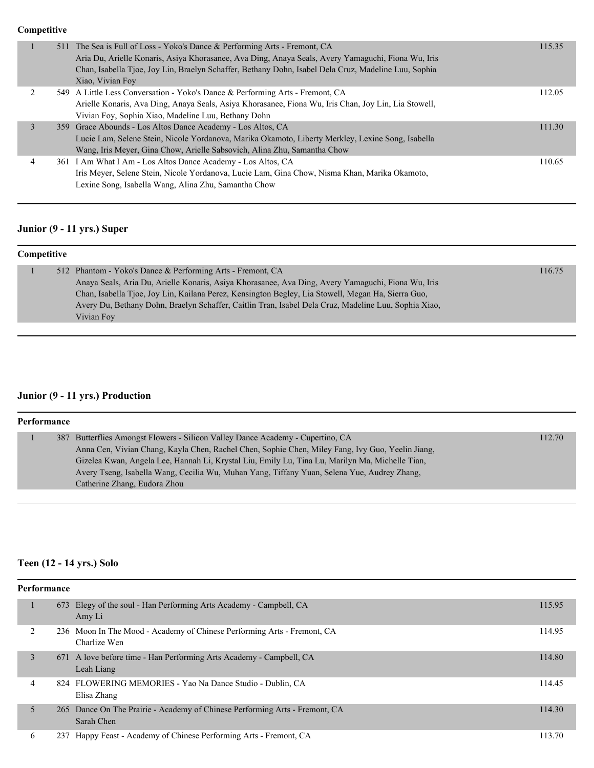**Competitive**

| Place | No. | Entry | Score |
|---|---|---|---|
| 1 | 511 | The Sea is Full of Loss - Yoko's Dance & Performing Arts - Fremont, CA<br>Aria Du, Arielle Konaris, Asiya Khorasanee, Ava Ding, Anaya Seals, Avery Yamaguchi, Fiona Wu, Iris Chan, Isabella Tjoe, Joy Lin, Braelyn Schaffer, Bethany Dohn, Isabel Dela Cruz, Madeline Luu, Sophia Xiao, Vivian Foy | 115.35 |
| 2 | 549 | A Little Less Conversation - Yoko's Dance & Performing Arts - Fremont, CA<br>Arielle Konaris, Ava Ding, Anaya Seals, Asiya Khorasanee, Fiona Wu, Iris Chan, Joy Lin, Lia Stowell, Vivian Foy, Sophia Xiao, Madeline Luu, Bethany Dohn | 112.05 |
| 3 | 359 | Grace Abounds - Los Altos Dance Academy - Los Altos, CA<br>Lucie Lam, Selene Stein, Nicole Yordanova, Marika Okamoto, Liberty Merkley, Lexine Song, Isabella Wang, Iris Meyer, Gina Chow, Arielle Sabsovich, Alina Zhu, Samantha Chow | 111.30 |
| 4 | 361 | I Am What I Am - Los Altos Dance Academy - Los Altos, CA<br>Iris Meyer, Selene Stein, Nicole Yordanova, Lucie Lam, Gina Chow, Nisma Khan, Marika Okamoto, Lexine Song, Isabella Wang, Alina Zhu, Samantha Chow | 110.65 |

## Junior (9 - 11 yrs.) Super

**Competitive**

| Place | No. | Entry | Score |
|---|---|---|---|
| 1 | 512 | Phantom - Yoko's Dance & Performing Arts - Fremont, CA<br>Anaya Seals, Aria Du, Arielle Konaris, Asiya Khorasanee, Ava Ding, Avery Yamaguchi, Fiona Wu, Iris Chan, Isabella Tjoe, Joy Lin, Kailana Perez, Kensington Begley, Lia Stowell, Megan Ha, Sierra Guo, Avery Du, Bethany Dohn, Braelyn Schaffer, Caitlin Tran, Isabel Dela Cruz, Madeline Luu, Sophia Xiao, Vivian Foy | 116.75 |

## Junior (9 - 11 yrs.) Production

**Performance**

| Place | No. | Entry | Score |
|---|---|---|---|
| 1 | 387 | Butterflies Amongst Flowers - Silicon Valley Dance Academy - Cupertino, CA<br>Anna Cen, Vivian Chang, Kayla Chen, Rachel Chen, Sophie Chen, Miley Fang, Ivy Guo, Yeelin Jiang, Gizelea Kwan, Angela Lee, Hannah Li, Krystal Liu, Emily Lu, Tina Lu, Marilyn Ma, Michelle Tian, Avery Tseng, Isabella Wang, Cecilia Wu, Muhan Yang, Tiffany Yuan, Selena Yue, Audrey Zhang, Catherine Zhang, Eudora Zhou | 112.70 |

## Teen (12 - 14 yrs.) Solo

**Performance**

| Place | No. | Entry | Score |
|---|---|---|---|
| 1 | 673 | Elegy of the soul - Han Performing Arts Academy - Campbell, CA<br>Amy Li | 115.95 |
| 2 | 236 | Moon In The Mood - Academy of Chinese Performing Arts - Fremont, CA<br>Charlize Wen | 114.95 |
| 3 | 671 | A love before time - Han Performing Arts Academy - Campbell, CA<br>Leah Liang | 114.80 |
| 4 | 824 | FLOWERING MEMORIES - Yao Na Dance Studio - Dublin, CA<br>Elisa Zhang | 114.45 |
| 5 | 265 | Dance On The Prairie - Academy of Chinese Performing Arts - Fremont, CA<br>Sarah Chen | 114.30 |
| 6 | 237 | Happy Feast - Academy of Chinese Performing Arts - Fremont, CA | 113.70 |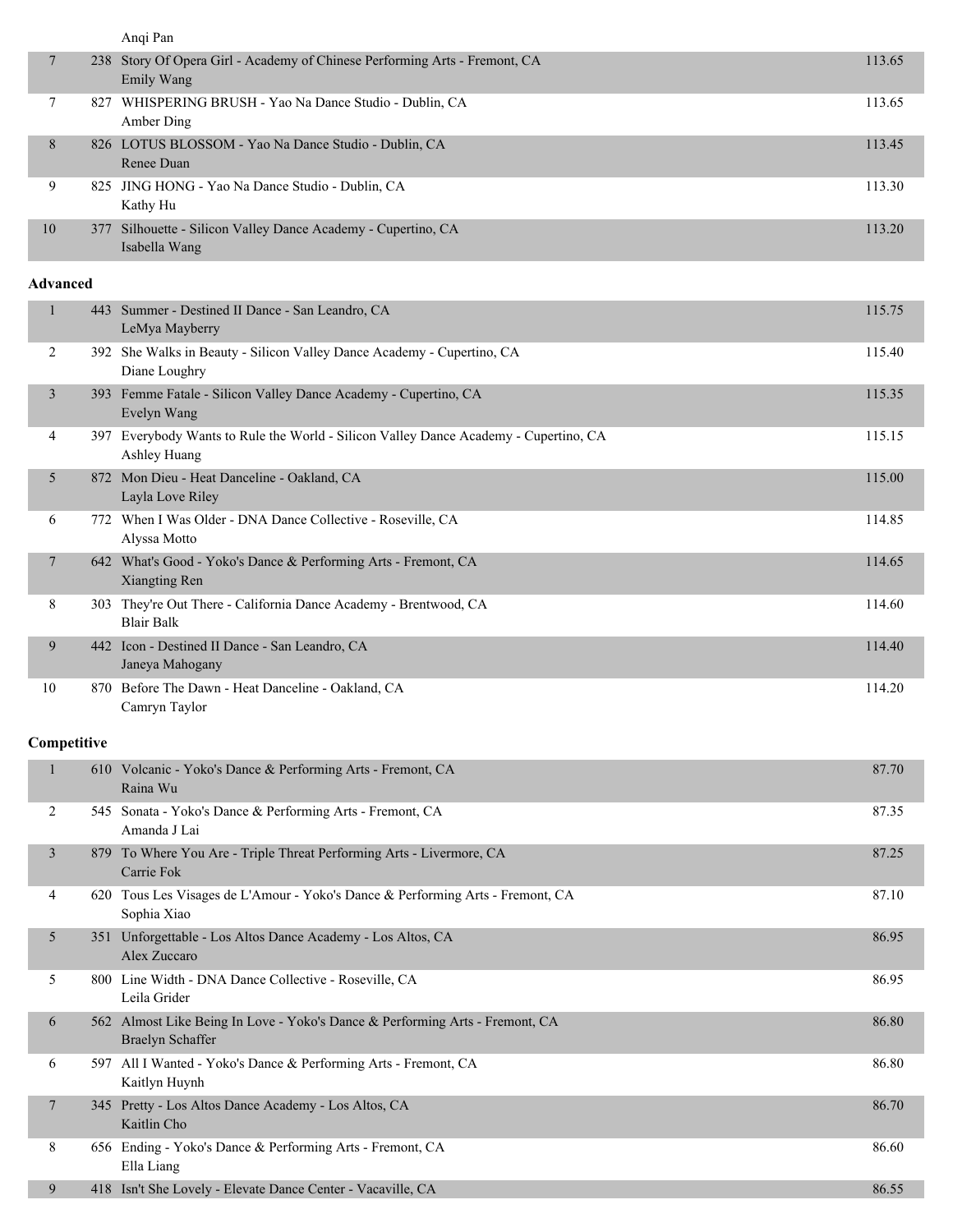Anqi Pan

| | | | |
|---|---|---|---|
| 7 | 238 | Story Of Opera Girl - Academy of Chinese Performing Arts - Fremont, CA<br>Emily Wang | 113.65 |
| 7 | 827 | WHISPERING BRUSH - Yao Na Dance Studio - Dublin, CA<br>Amber Ding | 113.65 |
| 8 | 826 | LOTUS BLOSSOM - Yao Na Dance Studio - Dublin, CA<br>Renee Duan | 113.45 |
| 9 | 825 | JING HONG - Yao Na Dance Studio - Dublin, CA<br>Kathy Hu | 113.30 |
| 10 | 377 | Silhouette - Silicon Valley Dance Academy - Cupertino, CA<br>Isabella Wang | 113.20 |

**Advanced**

| | | | |
|---|---|---|---|
| 1 | 443 | Summer - Destined II Dance - San Leandro, CA<br>LeMya Mayberry | 115.75 |
| 2 | 392 | She Walks in Beauty - Silicon Valley Dance Academy - Cupertino, CA<br>Diane Loughry | 115.40 |
| 3 | 393 | Femme Fatale - Silicon Valley Dance Academy - Cupertino, CA<br>Evelyn Wang | 115.35 |
| 4 | 397 | Everybody Wants to Rule the World - Silicon Valley Dance Academy - Cupertino, CA<br>Ashley Huang | 115.15 |
| 5 | 872 | Mon Dieu - Heat Danceline - Oakland, CA<br>Layla Love Riley | 115.00 |
| 6 | 772 | When I Was Older - DNA Dance Collective - Roseville, CA<br>Alyssa Motto | 114.85 |
| 7 | 642 | What's Good - Yoko's Dance & Performing Arts - Fremont, CA<br>Xiangting Ren | 114.65 |
| 8 | 303 | They're Out There - California Dance Academy - Brentwood, CA<br>Blair Balk | 114.60 |
| 9 | 442 | Icon - Destined II Dance - San Leandro, CA<br>Janeya Mahogany | 114.40 |
| 10 | 870 | Before The Dawn - Heat Danceline - Oakland, CA<br>Camryn Taylor | 114.20 |

**Competitive**

| | | | |
|---|---|---|---|
| 1 | 610 | Volcanic - Yoko's Dance & Performing Arts - Fremont, CA<br>Raina Wu | 87.70 |
| 2 | 545 | Sonata - Yoko's Dance & Performing Arts - Fremont, CA<br>Amanda J Lai | 87.35 |
| 3 | 879 | To Where You Are - Triple Threat Performing Arts - Livermore, CA<br>Carrie Fok | 87.25 |
| 4 | 620 | Tous Les Visages de L'Amour - Yoko's Dance & Performing Arts - Fremont, CA<br>Sophia Xiao | 87.10 |
| 5 | 351 | Unforgettable - Los Altos Dance Academy - Los Altos, CA<br>Alex Zuccaro | 86.95 |
| 5 | 800 | Line Width - DNA Dance Collective - Roseville, CA<br>Leila Grider | 86.95 |
| 6 | 562 | Almost Like Being In Love - Yoko's Dance & Performing Arts - Fremont, CA<br>Braelyn Schaffer | 86.80 |
| 6 | 597 | All I Wanted - Yoko's Dance & Performing Arts - Fremont, CA<br>Kaitlyn Huynh | 86.80 |
| 7 | 345 | Pretty - Los Altos Dance Academy - Los Altos, CA<br>Kaitlin Cho | 86.70 |
| 8 | 656 | Ending - Yoko's Dance & Performing Arts - Fremont, CA<br>Ella Liang | 86.60 |
| 9 | 418 | Isn't She Lovely - Elevate Dance Center - Vacaville, CA | 86.55 |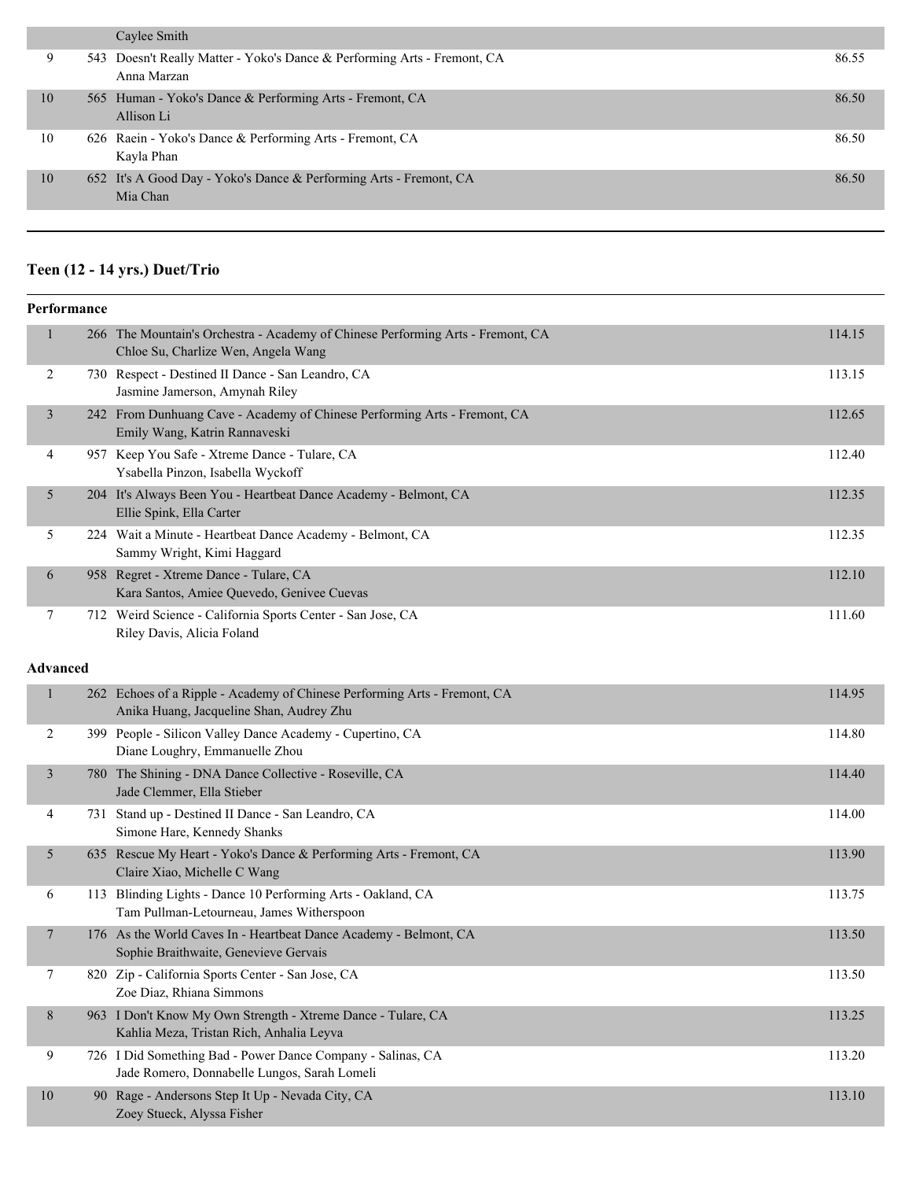| Place | No. | Routine / Studio / Dancers | Score |
|---|---|---|---|
| | | Caylee Smith | |
| 9 | 543 | Doesn't Really Matter - Yoko's Dance & Performing Arts - Fremont, CA<br>Anna Marzan | 86.55 |
| 10 | 565 | Human - Yoko's Dance & Performing Arts - Fremont, CA<br>Allison Li | 86.50 |
| 10 | 626 | Raein - Yoko's Dance & Performing Arts - Fremont, CA<br>Kayla Phan | 86.50 |
| 10 | 652 | It's A Good Day - Yoko's Dance & Performing Arts - Fremont, CA<br>Mia Chan | 86.50 |

## Teen (12 - 14 yrs.) Duet/Trio

### Performance

| Place | No. | Routine / Studio / Dancers | Score |
|---|---|---|---|
| 1 | 266 | The Mountain's Orchestra - Academy of Chinese Performing Arts - Fremont, CA<br>Chloe Su, Charlize Wen, Angela Wang | 114.15 |
| 2 | 730 | Respect - Destined II Dance - San Leandro, CA<br>Jasmine Jamerson, Amynah Riley | 113.15 |
| 3 | 242 | From Dunhuang Cave - Academy of Chinese Performing Arts - Fremont, CA<br>Emily Wang, Katrin Rannaveski | 112.65 |
| 4 | 957 | Keep You Safe - Xtreme Dance - Tulare, CA<br>Ysabella Pinzon, Isabella Wyckoff | 112.40 |
| 5 | 204 | It's Always Been You - Heartbeat Dance Academy - Belmont, CA<br>Ellie Spink, Ella Carter | 112.35 |
| 5 | 224 | Wait a Minute - Heartbeat Dance Academy - Belmont, CA<br>Sammy Wright, Kimi Haggard | 112.35 |
| 6 | 958 | Regret - Xtreme Dance - Tulare, CA<br>Kara Santos, Amiee Quevedo, Genivee Cuevas | 112.10 |
| 7 | 712 | Weird Science - California Sports Center - San Jose, CA<br>Riley Davis, Alicia Foland | 111.60 |

### Advanced

| Place | No. | Routine / Studio / Dancers | Score |
|---|---|---|---|
| 1 | 262 | Echoes of a Ripple - Academy of Chinese Performing Arts - Fremont, CA<br>Anika Huang, Jacqueline Shan, Audrey Zhu | 114.95 |
| 2 | 399 | People - Silicon Valley Dance Academy - Cupertino, CA<br>Diane Loughry, Emmanuelle Zhou | 114.80 |
| 3 | 780 | The Shining - DNA Dance Collective - Roseville, CA<br>Jade Clemmer, Ella Stieber | 114.40 |
| 4 | 731 | Stand up - Destined II Dance - San Leandro, CA<br>Simone Hare, Kennedy Shanks | 114.00 |
| 5 | 635 | Rescue My Heart - Yoko's Dance & Performing Arts - Fremont, CA<br>Claire Xiao, Michelle C Wang | 113.90 |
| 6 | 113 | Blinding Lights - Dance 10 Performing Arts - Oakland, CA<br>Tam Pullman-Letourneau, James Witherspoon | 113.75 |
| 7 | 176 | As the World Caves In - Heartbeat Dance Academy - Belmont, CA<br>Sophie Braithwaite, Genevieve Gervais | 113.50 |
| 7 | 820 | Zip - California Sports Center - San Jose, CA<br>Zoe Diaz, Rhiana Simmons | 113.50 |
| 8 | 963 | I Don't Know My Own Strength - Xtreme Dance - Tulare, CA<br>Kahlia Meza, Tristan Rich, Anhalia Leyva | 113.25 |
| 9 | 726 | I Did Something Bad - Power Dance Company - Salinas, CA<br>Jade Romero, Donnabelle Lungos, Sarah Lomeli | 113.20 |
| 10 | 90 | Rage - Andersons Step It Up - Nevada City, CA<br>Zoey Stueck, Alyssa Fisher | 113.10 |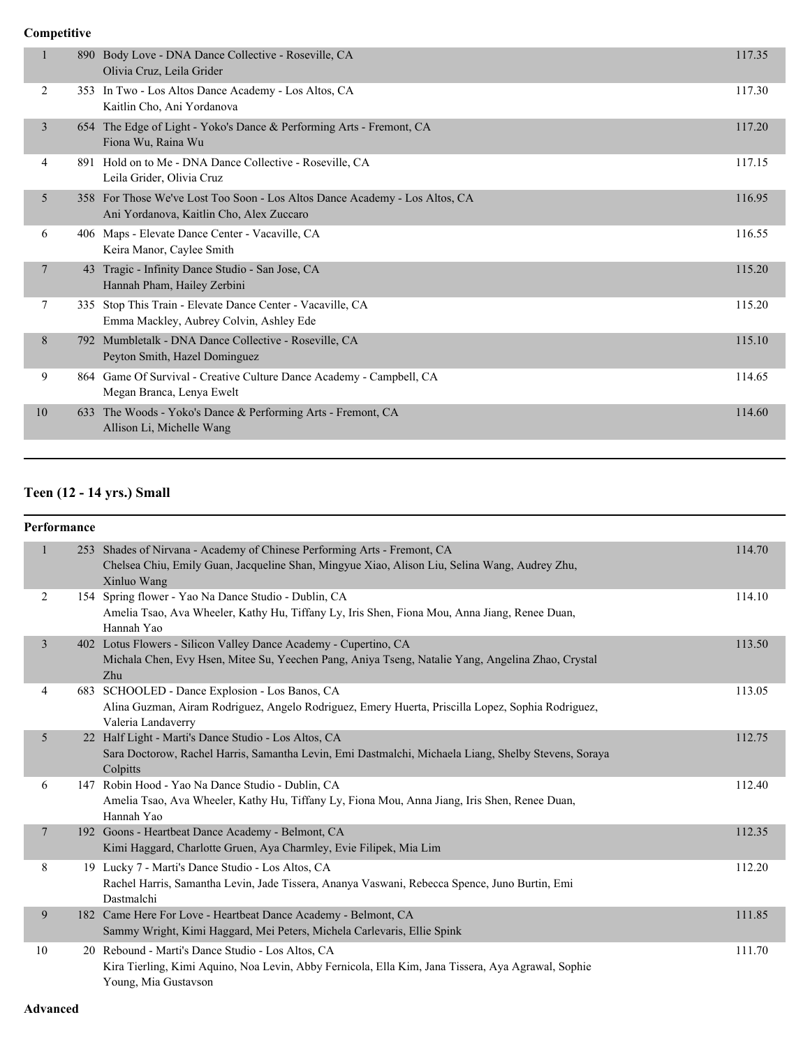**Competitive**

| Place | No. | Routine / Dancers | Score |
|---|---|---|---|
| 1 | 890 | Body Love - DNA Dance Collective - Roseville, CA<br>Olivia Cruz, Leila Grider | 117.35 |
| 2 | 353 | In Two - Los Altos Dance Academy - Los Altos, CA<br>Kaitlin Cho, Ani Yordanova | 117.30 |
| 3 | 654 | The Edge of Light - Yoko's Dance & Performing Arts - Fremont, CA<br>Fiona Wu, Raina Wu | 117.20 |
| 4 | 891 | Hold on to Me - DNA Dance Collective - Roseville, CA<br>Leila Grider, Olivia Cruz | 117.15 |
| 5 | 358 | For Those We've Lost Too Soon - Los Altos Dance Academy - Los Altos, CA<br>Ani Yordanova, Kaitlin Cho, Alex Zuccaro | 116.95 |
| 6 | 406 | Maps - Elevate Dance Center - Vacaville, CA<br>Keira Manor, Caylee Smith | 116.55 |
| 7 | 43 | Tragic - Infinity Dance Studio - San Jose, CA<br>Hannah Pham, Hailey Zerbini | 115.20 |
| 7 | 335 | Stop This Train - Elevate Dance Center - Vacaville, CA<br>Emma Mackley, Aubrey Colvin, Ashley Ede | 115.20 |
| 8 | 792 | Mumbletalk - DNA Dance Collective - Roseville, CA<br>Peyton Smith, Hazel Dominguez | 115.10 |
| 9 | 864 | Game Of Survival - Creative Culture Dance Academy - Campbell, CA<br>Megan Branca, Lenya Ewelt | 114.65 |
| 10 | 633 | The Woods - Yoko's Dance & Performing Arts - Fremont, CA<br>Allison Li, Michelle Wang | 114.60 |

## Teen (12 - 14 yrs.) Small

**Performance**

| Place | No. | Routine / Dancers | Score |
|---|---|---|---|
| 1 | 253 | Shades of Nirvana - Academy of Chinese Performing Arts - Fremont, CA<br>Chelsea Chiu, Emily Guan, Jacqueline Shan, Mingyue Xiao, Alison Liu, Selina Wang, Audrey Zhu, Xinluo Wang | 114.70 |
| 2 | 154 | Spring flower - Yao Na Dance Studio - Dublin, CA<br>Amelia Tsao, Ava Wheeler, Kathy Hu, Tiffany Ly, Iris Shen, Fiona Mou, Anna Jiang, Renee Duan, Hannah Yao | 114.10 |
| 3 | 402 | Lotus Flowers - Silicon Valley Dance Academy - Cupertino, CA<br>Michala Chen, Evy Hsen, Mitee Su, Yeechen Pang, Aniya Tseng, Natalie Yang, Angelina Zhao, Crystal Zhu | 113.50 |
| 4 | 683 | SCHOOLED - Dance Explosion - Los Banos, CA<br>Alina Guzman, Airam Rodriguez, Angelo Rodriguez, Emery Huerta, Priscilla Lopez, Sophia Rodriguez, Valeria Landaverry | 113.05 |
| 5 | 22 | Half Light - Marti's Dance Studio - Los Altos, CA<br>Sara Doctorow, Rachel Harris, Samantha Levin, Emi Dastmalchi, Michaela Liang, Shelby Stevens, Soraya Colpitts | 112.75 |
| 6 | 147 | Robin Hood - Yao Na Dance Studio - Dublin, CA<br>Amelia Tsao, Ava Wheeler, Kathy Hu, Tiffany Ly, Fiona Mou, Anna Jiang, Iris Shen, Renee Duan, Hannah Yao | 112.40 |
| 7 | 192 | Goons - Heartbeat Dance Academy - Belmont, CA<br>Kimi Haggard, Charlotte Gruen, Aya Charmley, Evie Filipek, Mia Lim | 112.35 |
| 8 | 19 | Lucky 7 - Marti's Dance Studio - Los Altos, CA<br>Rachel Harris, Samantha Levin, Jade Tissera, Ananya Vaswani, Rebecca Spence, Juno Burtin, Emi Dastmalchi | 112.20 |
| 9 | 182 | Came Here For Love - Heartbeat Dance Academy - Belmont, CA<br>Sammy Wright, Kimi Haggard, Mei Peters, Michela Carlevaris, Ellie Spink | 111.85 |
| 10 | 20 | Rebound - Marti's Dance Studio - Los Altos, CA<br>Kira Tierling, Kimi Aquino, Noa Levin, Abby Fernicola, Ella Kim, Jana Tissera, Aya Agrawal, Sophie Young, Mia Gustavson | 111.70 |

**Advanced**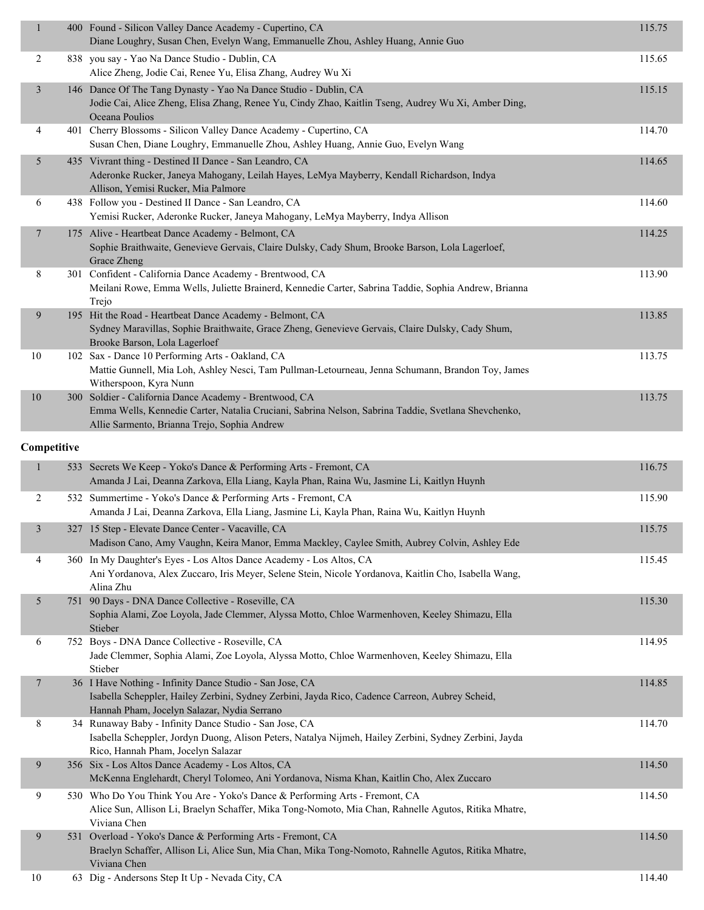| Place | No. | Entry | Score |
|---|---|---|---|
| 1 | 400 | Found - Silicon Valley Dance Academy - Cupertino, CA<br>Diane Loughry, Susan Chen, Evelyn Wang, Emmanuelle Zhou, Ashley Huang, Annie Guo | 115.75 |
| 2 | 838 | you say - Yao Na Dance Studio - Dublin, CA<br>Alice Zheng, Jodie Cai, Renee Yu, Elisa Zhang, Audrey Wu Xi | 115.65 |
| 3 | 146 | Dance Of The Tang Dynasty - Yao Na Dance Studio - Dublin, CA<br>Jodie Cai, Alice Zheng, Elisa Zhang, Renee Yu, Cindy Zhao, Kaitlin Tseng, Audrey Wu Xi, Amber Ding, Oceana Poulios | 115.15 |
| 4 | 401 | Cherry Blossoms - Silicon Valley Dance Academy - Cupertino, CA<br>Susan Chen, Diane Loughry, Emmanuelle Zhou, Ashley Huang, Annie Guo, Evelyn Wang | 114.70 |
| 5 | 435 | Vivrant thing - Destined II Dance - San Leandro, CA<br>Aderonke Rucker, Janeya Mahogany, Leilah Hayes, LeMya Mayberry, Kendall Richardson, Indya Allison, Yemisi Rucker, Mia Palmore | 114.65 |
| 6 | 438 | Follow you - Destined II Dance - San Leandro, CA<br>Yemisi Rucker, Aderonke Rucker, Janeya Mahogany, LeMya Mayberry, Indya Allison | 114.60 |
| 7 | 175 | Alive - Heartbeat Dance Academy - Belmont, CA<br>Sophie Braithwaite, Genevieve Gervais, Claire Dulsky, Cady Shum, Brooke Barson, Lola Lagerloef, Grace Zheng | 114.25 |
| 8 | 301 | Confident - California Dance Academy - Brentwood, CA<br>Meilani Rowe, Emma Wells, Juliette Brainerd, Kennedie Carter, Sabrina Taddie, Sophia Andrew, Brianna Trejo | 113.90 |
| 9 | 195 | Hit the Road - Heartbeat Dance Academy - Belmont, CA<br>Sydney Maravillas, Sophie Braithwaite, Grace Zheng, Genevieve Gervais, Claire Dulsky, Cady Shum, Brooke Barson, Lola Lagerloef | 113.85 |
| 10 | 102 | Sax - Dance 10 Performing Arts - Oakland, CA<br>Mattie Gunnell, Mia Loh, Ashley Nesci, Tam Pullman-Letourneau, Jenna Schumann, Brandon Toy, James Witherspoon, Kyra Nunn | 113.75 |
| 10 | 300 | Soldier - California Dance Academy - Brentwood, CA<br>Emma Wells, Kennedie Carter, Natalia Cruciani, Sabrina Nelson, Sabrina Taddie, Svetlana Shevchenko, Allie Sarmento, Brianna Trejo, Sophia Andrew | 113.75 |

**Competitive**

| Place | No. | Entry | Score |
|---|---|---|---|
| 1 | 533 | Secrets We Keep - Yoko's Dance & Performing Arts - Fremont, CA<br>Amanda J Lai, Deanna Zarkova, Ella Liang, Kayla Phan, Raina Wu, Jasmine Li, Kaitlyn Huynh | 116.75 |
| 2 | 532 | Summertime - Yoko's Dance & Performing Arts - Fremont, CA<br>Amanda J Lai, Deanna Zarkova, Ella Liang, Jasmine Li, Kayla Phan, Raina Wu, Kaitlyn Huynh | 115.90 |
| 3 | 327 | 15 Step - Elevate Dance Center - Vacaville, CA<br>Madison Cano, Amy Vaughn, Keira Manor, Emma Mackley, Caylee Smith, Aubrey Colvin, Ashley Ede | 115.75 |
| 4 | 360 | In My Daughter's Eyes - Los Altos Dance Academy - Los Altos, CA<br>Ani Yordanova, Alex Zuccaro, Iris Meyer, Selene Stein, Nicole Yordanova, Kaitlin Cho, Isabella Wang, Alina Zhu | 115.45 |
| 5 | 751 | 90 Days - DNA Dance Collective - Roseville, CA<br>Sophia Alami, Zoe Loyola, Jade Clemmer, Alyssa Motto, Chloe Warmenhoven, Keeley Shimazu, Ella Stieber | 115.30 |
| 6 | 752 | Boys - DNA Dance Collective - Roseville, CA<br>Jade Clemmer, Sophia Alami, Zoe Loyola, Alyssa Motto, Chloe Warmenhoven, Keeley Shimazu, Ella Stieber | 114.95 |
| 7 | 36 | I Have Nothing - Infinity Dance Studio - San Jose, CA<br>Isabella Scheppler, Hailey Zerbini, Sydney Zerbini, Jayda Rico, Cadence Carreon, Aubrey Scheid, Hannah Pham, Jocelyn Salazar, Nydia Serrano | 114.85 |
| 8 | 34 | Runaway Baby - Infinity Dance Studio - San Jose, CA<br>Isabella Scheppler, Jordyn Duong, Alison Peters, Natalya Nijmeh, Hailey Zerbini, Sydney Zerbini, Jayda Rico, Hannah Pham, Jocelyn Salazar | 114.70 |
| 9 | 356 | Six - Los Altos Dance Academy - Los Altos, CA<br>McKenna Englehardt, Cheryl Tolomeo, Ani Yordanova, Nisma Khan, Kaitlin Cho, Alex Zuccaro | 114.50 |
| 9 | 530 | Who Do You Think You Are - Yoko's Dance & Performing Arts - Fremont, CA<br>Alice Sun, Allison Li, Braelyn Schaffer, Mika Tong-Nomoto, Mia Chan, Rahnelle Agutos, Ritika Mhatre, Viviana Chen | 114.50 |
| 9 | 531 | Overload - Yoko's Dance & Performing Arts - Fremont, CA<br>Braelyn Schaffer, Allison Li, Alice Sun, Mia Chan, Mika Tong-Nomoto, Rahnelle Agutos, Ritika Mhatre, Viviana Chen | 114.50 |
| 10 | 63 | Dig - Andersons Step It Up - Nevada City, CA | 114.40 |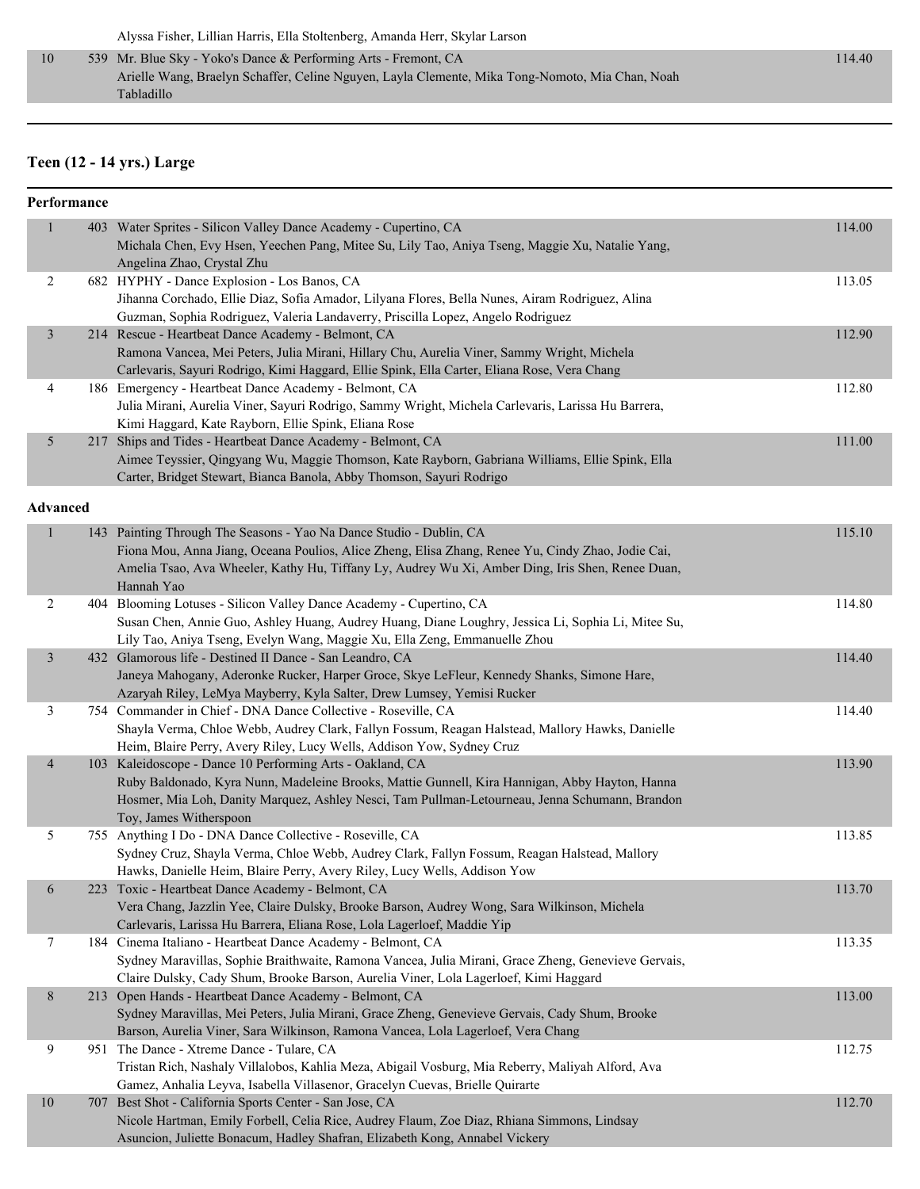| | | | |
|---|---|---|---|
| | | Alyssa Fisher, Lillian Harris, Ella Stoltenberg, Amanda Herr, Skylar Larson | |
| 10 | 539 | Mr. Blue Sky - Yoko's Dance & Performing Arts - Fremont, CA<br>Arielle Wang, Braelyn Schaffer, Celine Nguyen, Layla Clemente, Mika Tong-Nomoto, Mia Chan, Noah Tabladillo | 114.40 |

## Teen (12 - 14 yrs.) Large

### Performance

| | | | |
|---|---|---|---|
| 1 | 403 | Water Sprites - Silicon Valley Dance Academy - Cupertino, CA<br>Michala Chen, Evy Hsen, Yeechen Pang, Mitee Su, Lily Tao, Aniya Tseng, Maggie Xu, Natalie Yang, Angelina Zhao, Crystal Zhu | 114.00 |
| 2 | 682 | HYPHY - Dance Explosion - Los Banos, CA<br>Jihanna Corchado, Ellie Diaz, Sofia Amador, Lilyana Flores, Bella Nunes, Airam Rodriguez, Alina Guzman, Sophia Rodriguez, Valeria Landaverry, Priscilla Lopez, Angelo Rodriguez | 113.05 |
| 3 | 214 | Rescue - Heartbeat Dance Academy - Belmont, CA<br>Ramona Vancea, Mei Peters, Julia Mirani, Hillary Chu, Aurelia Viner, Sammy Wright, Michela Carlevaris, Sayuri Rodrigo, Kimi Haggard, Ellie Spink, Ella Carter, Eliana Rose, Vera Chang | 112.90 |
| 4 | 186 | Emergency - Heartbeat Dance Academy - Belmont, CA<br>Julia Mirani, Aurelia Viner, Sayuri Rodrigo, Sammy Wright, Michela Carlevaris, Larissa Hu Barrera, Kimi Haggard, Kate Rayborn, Ellie Spink, Eliana Rose | 112.80 |
| 5 | 217 | Ships and Tides - Heartbeat Dance Academy - Belmont, CA<br>Aimee Teyssier, Qingyang Wu, Maggie Thomson, Kate Rayborn, Gabriana Williams, Ellie Spink, Ella Carter, Bridget Stewart, Bianca Banola, Abby Thomson, Sayuri Rodrigo | 111.00 |

### Advanced

| | | | |
|---|---|---|---|
| 1 | 143 | Painting Through The Seasons - Yao Na Dance Studio - Dublin, CA<br>Fiona Mou, Anna Jiang, Oceana Poulios, Alice Zheng, Elisa Zhang, Renee Yu, Cindy Zhao, Jodie Cai, Amelia Tsao, Ava Wheeler, Kathy Hu, Tiffany Ly, Audrey Wu Xi, Amber Ding, Iris Shen, Renee Duan, Hannah Yao | 115.10 |
| 2 | 404 | Blooming Lotuses - Silicon Valley Dance Academy - Cupertino, CA<br>Susan Chen, Annie Guo, Ashley Huang, Audrey Huang, Diane Loughry, Jessica Li, Sophia Li, Mitee Su, Lily Tao, Aniya Tseng, Evelyn Wang, Maggie Xu, Ella Zeng, Emmanuelle Zhou | 114.80 |
| 3 | 432 | Glamorous life - Destined II Dance - San Leandro, CA<br>Janeya Mahogany, Aderonke Rucker, Harper Groce, Skye LeFleur, Kennedy Shanks, Simone Hare, Azaryah Riley, LeMya Mayberry, Kyla Salter, Drew Lumsey, Yemisi Rucker | 114.40 |
| 3 | 754 | Commander in Chief - DNA Dance Collective - Roseville, CA<br>Shayla Verma, Chloe Webb, Audrey Clark, Fallyn Fossum, Reagan Halstead, Mallory Hawks, Danielle Heim, Blaire Perry, Avery Riley, Lucy Wells, Addison Yow, Sydney Cruz | 114.40 |
| 4 | 103 | Kaleidoscope - Dance 10 Performing Arts - Oakland, CA<br>Ruby Baldonado, Kyra Nunn, Madeleine Brooks, Mattie Gunnell, Kira Hannigan, Abby Hayton, Hanna Hosmer, Mia Loh, Danity Marquez, Ashley Nesci, Tam Pullman-Letourneau, Jenna Schumann, Brandon Toy, James Witherspoon | 113.90 |
| 5 | 755 | Anything I Do - DNA Dance Collective - Roseville, CA<br>Sydney Cruz, Shayla Verma, Chloe Webb, Audrey Clark, Fallyn Fossum, Reagan Halstead, Mallory Hawks, Danielle Heim, Blaire Perry, Avery Riley, Lucy Wells, Addison Yow | 113.85 |
| 6 | 223 | Toxic - Heartbeat Dance Academy - Belmont, CA<br>Vera Chang, Jazzlin Yee, Claire Dulsky, Brooke Barson, Audrey Wong, Sara Wilkinson, Michela Carlevaris, Larissa Hu Barrera, Eliana Rose, Lola Lagerloef, Maddie Yip | 113.70 |
| 7 | 184 | Cinema Italiano - Heartbeat Dance Academy - Belmont, CA<br>Sydney Maravillas, Sophie Braithwaite, Ramona Vancea, Julia Mirani, Grace Zheng, Genevieve Gervais, Claire Dulsky, Cady Shum, Brooke Barson, Aurelia Viner, Lola Lagerloef, Kimi Haggard | 113.35 |
| 8 | 213 | Open Hands - Heartbeat Dance Academy - Belmont, CA<br>Sydney Maravillas, Mei Peters, Julia Mirani, Grace Zheng, Genevieve Gervais, Cady Shum, Brooke Barson, Aurelia Viner, Sara Wilkinson, Ramona Vancea, Lola Lagerloef, Vera Chang | 113.00 |
| 9 | 951 | The Dance - Xtreme Dance - Tulare, CA<br>Tristan Rich, Nashaly Villalobos, Kahlia Meza, Abigail Vosburg, Mia Reberry, Maliyah Alford, Ava Gamez, Anhalia Leyva, Isabella Villasenor, Gracelyn Cuevas, Brielle Quirarte | 112.75 |
| 10 | 707 | Best Shot - California Sports Center - San Jose, CA<br>Nicole Hartman, Emily Forbell, Celia Rice, Audrey Flaum, Zoe Diaz, Rhiana Simmons, Lindsay Asuncion, Juliette Bonacum, Hadley Shafran, Elizabeth Kong, Annabel Vickery | 112.70 |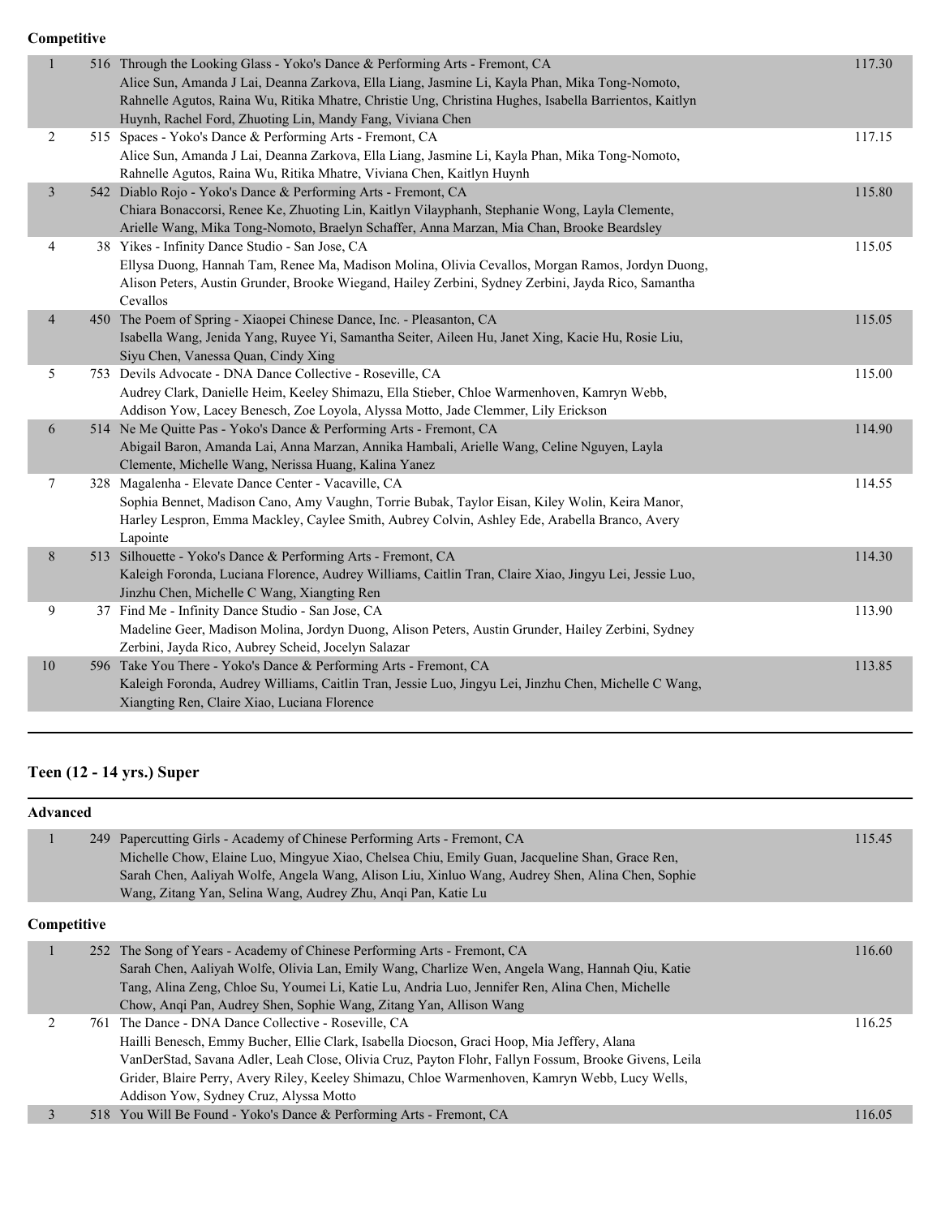**Competitive**

| Place | # | Entry | Score |
|---|---|---|---|
| 1 | 516 | Through the Looking Glass - Yoko's Dance & Performing Arts - Fremont, CA<br>Alice Sun, Amanda J Lai, Deanna Zarkova, Ella Liang, Jasmine Li, Kayla Phan, Mika Tong-Nomoto, Rahnelle Agutos, Raina Wu, Ritika Mhatre, Christie Ung, Christina Hughes, Isabella Barrientos, Kaitlyn Huynh, Rachel Ford, Zhuoting Lin, Mandy Fang, Viviana Chen | 117.30 |
| 2 | 515 | Spaces - Yoko's Dance & Performing Arts - Fremont, CA<br>Alice Sun, Amanda J Lai, Deanna Zarkova, Ella Liang, Jasmine Li, Kayla Phan, Mika Tong-Nomoto, Rahnelle Agutos, Raina Wu, Ritika Mhatre, Viviana Chen, Kaitlyn Huynh | 117.15 |
| 3 | 542 | Diablo Rojo - Yoko's Dance & Performing Arts - Fremont, CA<br>Chiara Bonaccorsi, Renee Ke, Zhuoting Lin, Kaitlyn Vilayphanh, Stephanie Wong, Layla Clemente, Arielle Wang, Mika Tong-Nomoto, Braelyn Schaffer, Anna Marzan, Mia Chan, Brooke Beardsley | 115.80 |
| 4 | 38 | Yikes - Infinity Dance Studio - San Jose, CA<br>Ellysa Duong, Hannah Tam, Renee Ma, Madison Molina, Olivia Cevallos, Morgan Ramos, Jordyn Duong, Alison Peters, Austin Grunder, Brooke Wiegand, Hailey Zerbini, Sydney Zerbini, Jayda Rico, Samantha Cevallos | 115.05 |
| 4 | 450 | The Poem of Spring - Xiaopei Chinese Dance, Inc. - Pleasanton, CA<br>Isabella Wang, Jenida Yang, Ruyee Yi, Samantha Seiter, Aileen Hu, Janet Xing, Kacie Hu, Rosie Liu, Siyu Chen, Vanessa Quan, Cindy Xing | 115.05 |
| 5 | 753 | Devils Advocate - DNA Dance Collective - Roseville, CA<br>Audrey Clark, Danielle Heim, Keeley Shimazu, Ella Stieber, Chloe Warmenhoven, Kamryn Webb, Addison Yow, Lacey Benesch, Zoe Loyola, Alyssa Motto, Jade Clemmer, Lily Erickson | 115.00 |
| 6 | 514 | Ne Me Quitte Pas - Yoko's Dance & Performing Arts - Fremont, CA<br>Abigail Baron, Amanda Lai, Anna Marzan, Annika Hambali, Arielle Wang, Celine Nguyen, Layla Clemente, Michelle Wang, Nerissa Huang, Kalina Yanez | 114.90 |
| 7 | 328 | Magalenha - Elevate Dance Center - Vacaville, CA<br>Sophia Bennet, Madison Cano, Amy Vaughn, Torrie Bubak, Taylor Eisan, Kiley Wolin, Keira Manor, Harley Lespron, Emma Mackley, Caylee Smith, Aubrey Colvin, Ashley Ede, Arabella Branco, Avery Lapointe | 114.55 |
| 8 | 513 | Silhouette - Yoko's Dance & Performing Arts - Fremont, CA<br>Kaleigh Foronda, Luciana Florence, Audrey Williams, Caitlin Tran, Claire Xiao, Jingyu Lei, Jessie Luo, Jinzhu Chen, Michelle C Wang, Xiangting Ren | 114.30 |
| 9 | 37 | Find Me - Infinity Dance Studio - San Jose, CA<br>Madeline Geer, Madison Molina, Jordyn Duong, Alison Peters, Austin Grunder, Hailey Zerbini, Sydney Zerbini, Jayda Rico, Aubrey Scheid, Jocelyn Salazar | 113.90 |
| 10 | 596 | Take You There - Yoko's Dance & Performing Arts - Fremont, CA<br>Kaleigh Foronda, Audrey Williams, Caitlin Tran, Jessie Luo, Jingyu Lei, Jinzhu Chen, Michelle C Wang, Xiangting Ren, Claire Xiao, Luciana Florence | 113.85 |

## Teen (12 - 14 yrs.) Super

**Advanced**

| Place | # | Entry | Score |
|---|---|---|---|
| 1 | 249 | Papercutting Girls - Academy of Chinese Performing Arts - Fremont, CA<br>Michelle Chow, Elaine Luo, Mingyue Xiao, Chelsea Chiu, Emily Guan, Jacqueline Shan, Grace Ren, Sarah Chen, Aaliyah Wolfe, Angela Wang, Alison Liu, Xinluo Wang, Audrey Shen, Alina Chen, Sophie Wang, Zitang Yan, Selina Wang, Audrey Zhu, Anqi Pan, Katie Lu | 115.45 |

**Competitive**

| Place | # | Entry | Score |
|---|---|---|---|
| 1 | 252 | The Song of Years - Academy of Chinese Performing Arts - Fremont, CA<br>Sarah Chen, Aaliyah Wolfe, Olivia Lan, Emily Wang, Charlize Wen, Angela Wang, Hannah Qiu, Katie Tang, Alina Zeng, Chloe Su, Youmei Li, Katie Lu, Andria Luo, Jennifer Ren, Alina Chen, Michelle Chow, Anqi Pan, Audrey Shen, Sophie Wang, Zitang Yan, Allison Wang | 116.60 |
| 2 | 761 | The Dance - DNA Dance Collective - Roseville, CA<br>Hailli Benesch, Emmy Bucher, Ellie Clark, Isabella Diocson, Graci Hoop, Mia Jeffery, Alana VanDerStad, Savana Adler, Leah Close, Olivia Cruz, Payton Flohr, Fallyn Fossum, Brooke Givens, Leila Grider, Blaire Perry, Avery Riley, Keeley Shimazu, Chloe Warmenhoven, Kamryn Webb, Lucy Wells, Addison Yow, Sydney Cruz, Alyssa Motto | 116.25 |
| 3 | 518 | You Will Be Found - Yoko's Dance & Performing Arts - Fremont, CA | 116.05 |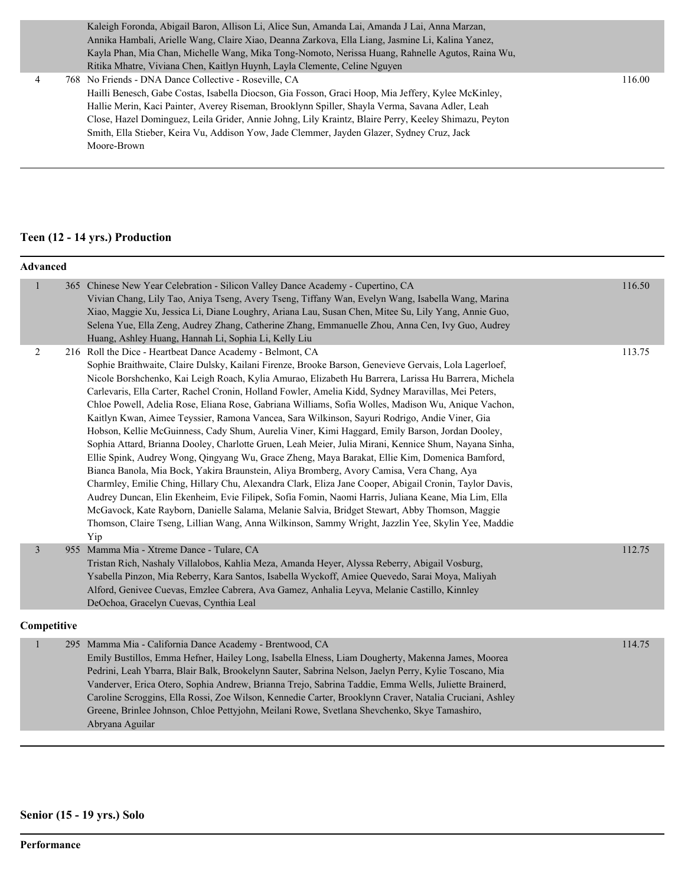| | | | |
|---|---|---|---|
| | | Kaleigh Foronda, Abigail Baron, Allison Li, Alice Sun, Amanda Lai, Amanda J Lai, Anna Marzan, Annika Hambali, Arielle Wang, Claire Xiao, Deanna Zarkova, Ella Liang, Jasmine Li, Kalina Yanez, Kayla Phan, Mia Chan, Michelle Wang, Mika Tong-Nomoto, Nerissa Huang, Rahnelle Agutos, Raina Wu, Ritika Mhatre, Viviana Chen, Kaitlyn Huynh, Layla Clemente, Celine Nguyen | |
| 4 | 768 | No Friends - DNA Dance Collective - Roseville, CA<br>Hailli Benesch, Gabe Costas, Isabella Diocson, Gia Fosson, Graci Hoop, Mia Jeffery, Kylee McKinley, Hallie Merin, Kaci Painter, Averey Riseman, Brooklynn Spiller, Shayla Verma, Savana Adler, Leah Close, Hazel Dominguez, Leila Grider, Annie Johng, Lily Kraintz, Blaire Perry, Keeley Shimazu, Peyton Smith, Ella Stieber, Keira Vu, Addison Yow, Jade Clemmer, Jayden Glazer, Sydney Cruz, Jack Moore-Brown | 116.00 |

## Teen (12 - 14 yrs.) Production

**Advanced**

| | | | |
|---|---|---|---|
| 1 | 365 | Chinese New Year Celebration - Silicon Valley Dance Academy - Cupertino, CA<br>Vivian Chang, Lily Tao, Aniya Tseng, Avery Tseng, Tiffany Wan, Evelyn Wang, Isabella Wang, Marina Xiao, Maggie Xu, Jessica Li, Diane Loughry, Ariana Lau, Susan Chen, Mitee Su, Lily Yang, Annie Guo, Selena Yue, Ella Zeng, Audrey Zhang, Catherine Zhang, Emmanuelle Zhou, Anna Cen, Ivy Guo, Audrey Huang, Ashley Huang, Hannah Li, Sophia Li, Kelly Liu | 116.50 |
| 2 | 216 | Roll the Dice - Heartbeat Dance Academy - Belmont, CA<br>Sophie Braithwaite, Claire Dulsky, Kailani Firenze, Brooke Barson, Genevieve Gervais, Lola Lagerloef, Nicole Borshchenko, Kai Leigh Roach, Kylia Amurao, Elizabeth Hu Barrera, Larissa Hu Barrera, Michela Carlevaris, Ella Carter, Rachel Cronin, Holland Fowler, Amelia Kidd, Sydney Maravillas, Mei Peters, Chloe Powell, Adelia Rose, Eliana Rose, Gabriana Williams, Sofia Wolles, Madison Wu, Anique Vachon, Kaitlyn Kwan, Aimee Teyssier, Ramona Vancea, Sara Wilkinson, Sayuri Rodrigo, Andie Viner, Gia Hobson, Kellie McGuinness, Cady Shum, Aurelia Viner, Kimi Haggard, Emily Barson, Jordan Dooley, Sophia Attard, Brianna Dooley, Charlotte Gruen, Leah Meier, Julia Mirani, Kennice Shum, Nayana Sinha, Ellie Spink, Audrey Wong, Qingyang Wu, Grace Zheng, Maya Barakat, Ellie Kim, Domenica Bamford, Bianca Banola, Mia Bock, Yakira Braunstein, Aliya Bromberg, Avory Camisa, Vera Chang, Aya Charmley, Emilie Ching, Hillary Chu, Alexandra Clark, Eliza Jane Cooper, Abigail Cronin, Taylor Davis, Audrey Duncan, Elin Ekenheim, Evie Filipek, Sofia Fomin, Naomi Harris, Juliana Keane, Mia Lim, Ella McGavock, Kate Rayborn, Danielle Salama, Melanie Salvia, Bridget Stewart, Abby Thomson, Maggie Thomson, Claire Tseng, Lillian Wang, Anna Wilkinson, Sammy Wright, Jazzlin Yee, Skylin Yee, Maddie Yip | 113.75 |
| 3 | 955 | Mamma Mia - Xtreme Dance - Tulare, CA<br>Tristan Rich, Nashaly Villalobos, Kahlia Meza, Amanda Heyer, Alyssa Reberry, Abigail Vosburg, Ysabella Pinzon, Mia Reberry, Kara Santos, Isabella Wyckoff, Amiee Quevedo, Sarai Moya, Maliyah Alford, Genivee Cuevas, Emzlee Cabrera, Ava Gamez, Anhalia Leyva, Melanie Castillo, Kinnley DeOchoa, Gracelyn Cuevas, Cynthia Leal | 112.75 |

**Competitive**

| | | | |
|---|---|---|---|
| 1 | 295 | Mamma Mia - California Dance Academy - Brentwood, CA<br>Emily Bustillos, Emma Hefner, Hailey Long, Isabella Elness, Liam Dougherty, Makenna James, Moorea Pedrini, Leah Ybarra, Blair Balk, Brookelynn Sauter, Sabrina Nelson, Jaelyn Perry, Kylie Toscano, Mia Vanderver, Erica Otero, Sophia Andrew, Brianna Trejo, Sabrina Taddie, Emma Wells, Juliette Brainerd, Caroline Scroggins, Ella Rossi, Zoe Wilson, Kennedie Carter, Brooklynn Craver, Natalia Cruciani, Ashley Greene, Brinlee Johnson, Chloe Pettyjohn, Meilani Rowe, Svetlana Shevchenko, Skye Tamashiro, Abryana Aguilar | 114.75 |

## Senior (15 - 19 yrs.) Solo

**Performance**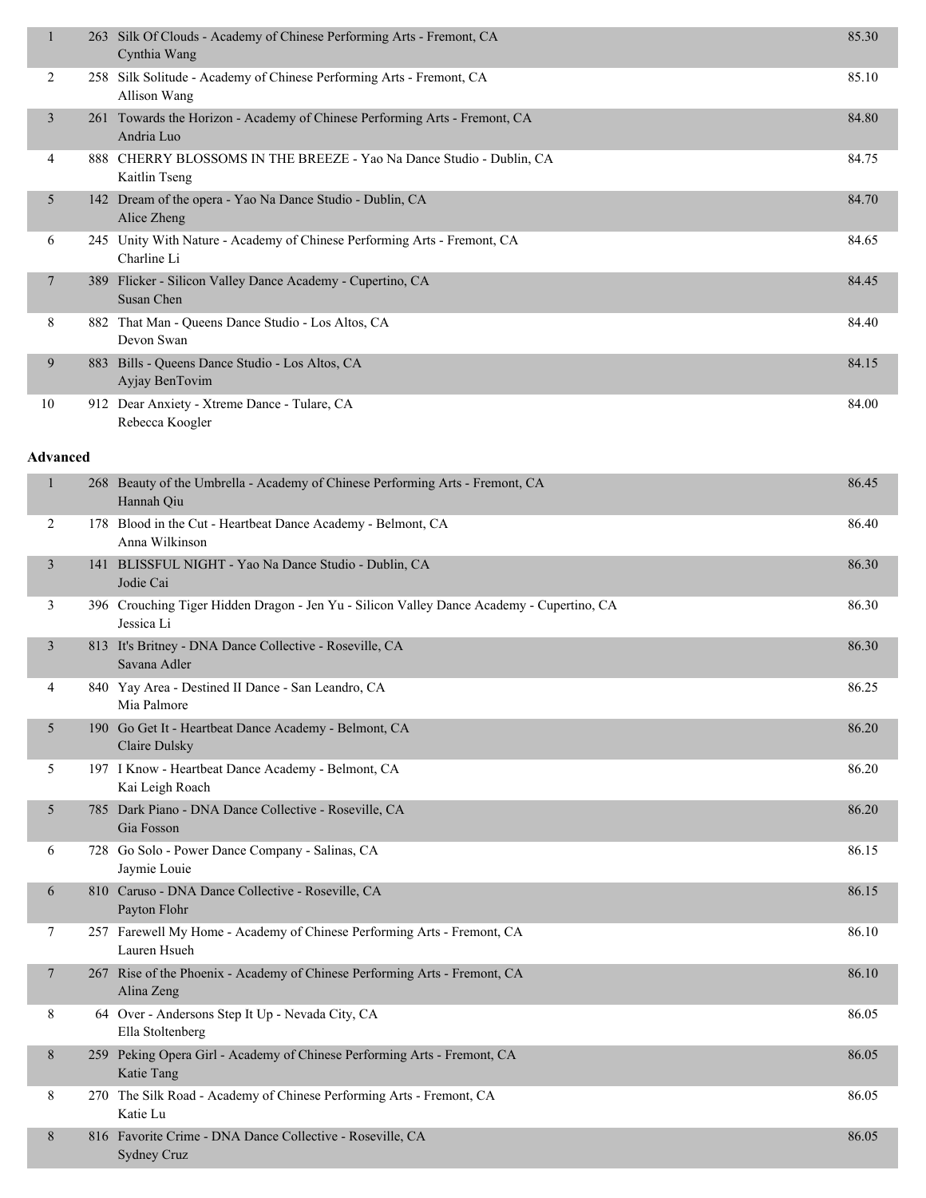| Place | No. | Entry | Score |
|---|---|---|---|
| 1 | 263 | Silk Of Clouds - Academy of Chinese Performing Arts - Fremont, CA<br>Cynthia Wang | 85.30 |
| 2 | 258 | Silk Solitude - Academy of Chinese Performing Arts - Fremont, CA<br>Allison Wang | 85.10 |
| 3 | 261 | Towards the Horizon - Academy of Chinese Performing Arts - Fremont, CA<br>Andria Luo | 84.80 |
| 4 | 888 | CHERRY BLOSSOMS IN THE BREEZE - Yao Na Dance Studio - Dublin, CA<br>Kaitlin Tseng | 84.75 |
| 5 | 142 | Dream of the opera - Yao Na Dance Studio - Dublin, CA<br>Alice Zheng | 84.70 |
| 6 | 245 | Unity With Nature - Academy of Chinese Performing Arts - Fremont, CA<br>Charline Li | 84.65 |
| 7 | 389 | Flicker - Silicon Valley Dance Academy - Cupertino, CA<br>Susan Chen | 84.45 |
| 8 | 882 | That Man - Queens Dance Studio - Los Altos, CA<br>Devon Swan | 84.40 |
| 9 | 883 | Bills - Queens Dance Studio - Los Altos, CA<br>Ayjay BenTovim | 84.15 |
| 10 | 912 | Dear Anxiety - Xtreme Dance - Tulare, CA<br>Rebecca Koogler | 84.00 |

**Advanced**

| Place | No. | Entry | Score |
|---|---|---|---|
| 1 | 268 | Beauty of the Umbrella - Academy of Chinese Performing Arts - Fremont, CA<br>Hannah Qiu | 86.45 |
| 2 | 178 | Blood in the Cut - Heartbeat Dance Academy - Belmont, CA<br>Anna Wilkinson | 86.40 |
| 3 | 141 | BLISSFUL NIGHT - Yao Na Dance Studio - Dublin, CA<br>Jodie Cai | 86.30 |
| 3 | 396 | Crouching Tiger Hidden Dragon - Jen Yu - Silicon Valley Dance Academy - Cupertino, CA<br>Jessica Li | 86.30 |
| 3 | 813 | It's Britney - DNA Dance Collective - Roseville, CA<br>Savana Adler | 86.30 |
| 4 | 840 | Yay Area - Destined II Dance - San Leandro, CA<br>Mia Palmore | 86.25 |
| 5 | 190 | Go Get It - Heartbeat Dance Academy - Belmont, CA<br>Claire Dulsky | 86.20 |
| 5 | 197 | I Know - Heartbeat Dance Academy - Belmont, CA<br>Kai Leigh Roach | 86.20 |
| 5 | 785 | Dark Piano - DNA Dance Collective - Roseville, CA<br>Gia Fosson | 86.20 |
| 6 | 728 | Go Solo - Power Dance Company - Salinas, CA<br>Jaymie Louie | 86.15 |
| 6 | 810 | Caruso - DNA Dance Collective - Roseville, CA<br>Payton Flohr | 86.15 |
| 7 | 257 | Farewell My Home - Academy of Chinese Performing Arts - Fremont, CA<br>Lauren Hsueh | 86.10 |
| 7 | 267 | Rise of the Phoenix - Academy of Chinese Performing Arts - Fremont, CA<br>Alina Zeng | 86.10 |
| 8 | 64 | Over - Andersons Step It Up - Nevada City, CA<br>Ella Stoltenberg | 86.05 |
| 8 | 259 | Peking Opera Girl - Academy of Chinese Performing Arts - Fremont, CA<br>Katie Tang | 86.05 |
| 8 | 270 | The Silk Road - Academy of Chinese Performing Arts - Fremont, CA<br>Katie Lu | 86.05 |
| 8 | 816 | Favorite Crime - DNA Dance Collective - Roseville, CA<br>Sydney Cruz | 86.05 |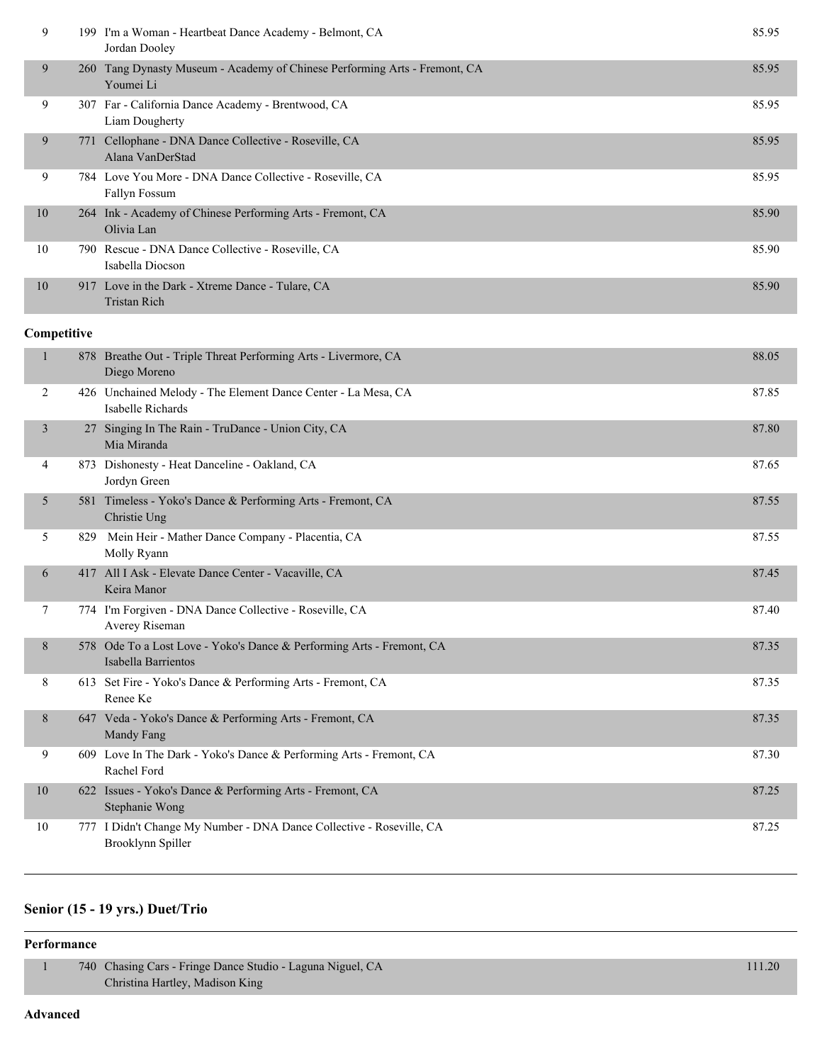| | | | |
|---|---|---|---|
| 9 | 199 | I'm a Woman - Heartbeat Dance Academy - Belmont, CA<br>Jordan Dooley | 85.95 |
| 9 | 260 | Tang Dynasty Museum - Academy of Chinese Performing Arts - Fremont, CA<br>Youmei Li | 85.95 |
| 9 | 307 | Far - California Dance Academy - Brentwood, CA<br>Liam Dougherty | 85.95 |
| 9 | 771 | Cellophane - DNA Dance Collective - Roseville, CA<br>Alana VanDerStad | 85.95 |
| 9 | 784 | Love You More - DNA Dance Collective - Roseville, CA<br>Fallyn Fossum | 85.95 |
| 10 | 264 | Ink - Academy of Chinese Performing Arts - Fremont, CA<br>Olivia Lan | 85.90 |
| 10 | 790 | Rescue - DNA Dance Collective - Roseville, CA<br>Isabella Diocson | 85.90 |
| 10 | 917 | Love in the Dark - Xtreme Dance - Tulare, CA<br>Tristan Rich | 85.90 |

**Competitive**

| | | | |
|---|---|---|---|
| 1 | 878 | Breathe Out - Triple Threat Performing Arts - Livermore, CA<br>Diego Moreno | 88.05 |
| 2 | 426 | Unchained Melody - The Element Dance Center - La Mesa, CA<br>Isabelle Richards | 87.85 |
| 3 | 27 | Singing In The Rain - TruDance - Union City, CA<br>Mia Miranda | 87.80 |
| 4 | 873 | Dishonesty - Heat Danceline - Oakland, CA<br>Jordyn Green | 87.65 |
| 5 | 581 | Timeless - Yoko's Dance & Performing Arts - Fremont, CA<br>Christie Ung | 87.55 |
| 5 | 829 | Mein Heir - Mather Dance Company - Placentia, CA<br>Molly Ryann | 87.55 |
| 6 | 417 | All I Ask - Elevate Dance Center - Vacaville, CA<br>Keira Manor | 87.45 |
| 7 | 774 | I'm Forgiven - DNA Dance Collective - Roseville, CA<br>Averey Riseman | 87.40 |
| 8 | 578 | Ode To a Lost Love - Yoko's Dance & Performing Arts - Fremont, CA<br>Isabella Barrientos | 87.35 |
| 8 | 613 | Set Fire - Yoko's Dance & Performing Arts - Fremont, CA<br>Renee Ke | 87.35 |
| 8 | 647 | Veda - Yoko's Dance & Performing Arts - Fremont, CA<br>Mandy Fang | 87.35 |
| 9 | 609 | Love In The Dark - Yoko's Dance & Performing Arts - Fremont, CA<br>Rachel Ford | 87.30 |
| 10 | 622 | Issues - Yoko's Dance & Performing Arts - Fremont, CA<br>Stephanie Wong | 87.25 |
| 10 | 777 | I Didn't Change My Number - DNA Dance Collective - Roseville, CA<br>Brooklynn Spiller | 87.25 |

## Senior (15 - 19 yrs.) Duet/Trio

**Performance**

| | | | |
|---|---|---|---|
| 1 | 740 | Chasing Cars - Fringe Dance Studio - Laguna Niguel, CA<br>Christina Hartley, Madison King | 111.20 |

**Advanced**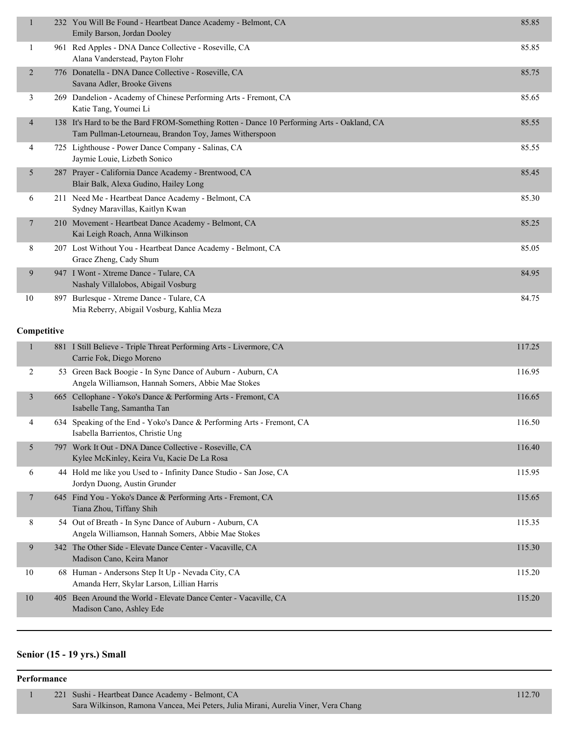| Place | No. | Entry | Score |
|---|---|---|---|
| 1 | 232 | You Will Be Found - Heartbeat Dance Academy - Belmont, CA<br>Emily Barson, Jordan Dooley | 85.85 |
| 1 | 961 | Red Apples - DNA Dance Collective - Roseville, CA<br>Alana Vanderstead, Payton Flohr | 85.85 |
| 2 | 776 | Donatella - DNA Dance Collective - Roseville, CA<br>Savana Adler, Brooke Givens | 85.75 |
| 3 | 269 | Dandelion - Academy of Chinese Performing Arts - Fremont, CA<br>Katie Tang, Youmei Li | 85.65 |
| 4 | 138 | It's Hard to be the Bard FROM-Something Rotten - Dance 10 Performing Arts - Oakland, CA<br>Tam Pullman-Letourneau, Brandon Toy, James Witherspoon | 85.55 |
| 4 | 725 | Lighthouse - Power Dance Company - Salinas, CA<br>Jaymie Louie, Lizbeth Sonico | 85.55 |
| 5 | 287 | Prayer - California Dance Academy - Brentwood, CA<br>Blair Balk, Alexa Gudino, Hailey Long | 85.45 |
| 6 | 211 | Need Me - Heartbeat Dance Academy - Belmont, CA<br>Sydney Maravillas, Kaitlyn Kwan | 85.30 |
| 7 | 210 | Movement - Heartbeat Dance Academy - Belmont, CA<br>Kai Leigh Roach, Anna Wilkinson | 85.25 |
| 8 | 207 | Lost Without You - Heartbeat Dance Academy - Belmont, CA<br>Grace Zheng, Cady Shum | 85.05 |
| 9 | 947 | I Wont - Xtreme Dance - Tulare, CA<br>Nashaly Villalobos, Abigail Vosburg | 84.95 |
| 10 | 897 | Burlesque - Xtreme Dance - Tulare, CA<br>Mia Reberry, Abigail Vosburg, Kahlia Meza | 84.75 |

**Competitive**

| Place | No. | Entry | Score |
|---|---|---|---|
| 1 | 881 | I Still Believe - Triple Threat Performing Arts - Livermore, CA<br>Carrie Fok, Diego Moreno | 117.25 |
| 2 | 53 | Green Back Boogie - In Sync Dance of Auburn - Auburn, CA<br>Angela Williamson, Hannah Somers, Abbie Mae Stokes | 116.95 |
| 3 | 665 | Cellophane - Yoko's Dance & Performing Arts - Fremont, CA<br>Isabelle Tang, Samantha Tan | 116.65 |
| 4 | 634 | Speaking of the End - Yoko's Dance & Performing Arts - Fremont, CA<br>Isabella Barrientos, Christie Ung | 116.50 |
| 5 | 797 | Work It Out - DNA Dance Collective - Roseville, CA<br>Kylee McKinley, Keira Vu, Kacie De La Rosa | 116.40 |
| 6 | 44 | Hold me like you Used to - Infinity Dance Studio - San Jose, CA<br>Jordyn Duong, Austin Grunder | 115.95 |
| 7 | 645 | Find You - Yoko's Dance & Performing Arts - Fremont, CA<br>Tiana Zhou, Tiffany Shih | 115.65 |
| 8 | 54 | Out of Breath - In Sync Dance of Auburn - Auburn, CA<br>Angela Williamson, Hannah Somers, Abbie Mae Stokes | 115.35 |
| 9 | 342 | The Other Side - Elevate Dance Center - Vacaville, CA<br>Madison Cano, Keira Manor | 115.30 |
| 10 | 68 | Human - Andersons Step It Up - Nevada City, CA<br>Amanda Herr, Skylar Larson, Lillian Harris | 115.20 |
| 10 | 405 | Been Around the World - Elevate Dance Center - Vacaville, CA<br>Madison Cano, Ashley Ede | 115.20 |

## Senior (15 - 19 yrs.) Small

**Performance**

| Place | No. | Entry | Score |
|---|---|---|---|
| 1 | 221 | Sushi - Heartbeat Dance Academy - Belmont, CA<br>Sara Wilkinson, Ramona Vancea, Mei Peters, Julia Mirani, Aurelia Viner, Vera Chang | 112.70 |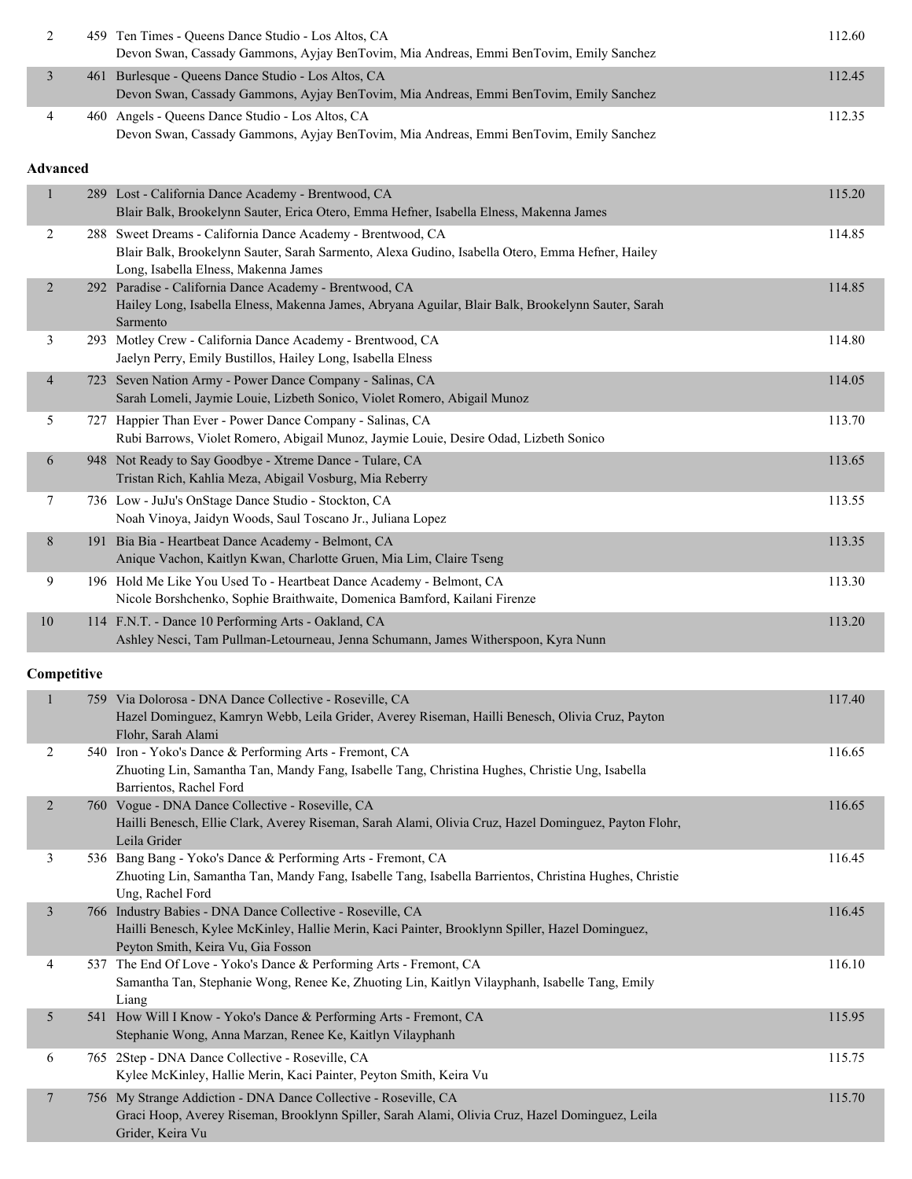| | | | |
|---|---|---|---|
| 2 | 459 | Ten Times - Queens Dance Studio - Los Altos, CA<br>Devon Swan, Cassady Gammons, Ayjay BenTovim, Mia Andreas, Emmi BenTovim, Emily Sanchez | 112.60 |
| 3 | 461 | Burlesque - Queens Dance Studio - Los Altos, CA<br>Devon Swan, Cassady Gammons, Ayjay BenTovim, Mia Andreas, Emmi BenTovim, Emily Sanchez | 112.45 |
| 4 | 460 | Angels - Queens Dance Studio - Los Altos, CA<br>Devon Swan, Cassady Gammons, Ayjay BenTovim, Mia Andreas, Emmi BenTovim, Emily Sanchez | 112.35 |

**Advanced**

| | | | |
|---|---|---|---|
| 1 | 289 | Lost - California Dance Academy - Brentwood, CA<br>Blair Balk, Brookelynn Sauter, Erica Otero, Emma Hefner, Isabella Elness, Makenna James | 115.20 |
| 2 | 288 | Sweet Dreams - California Dance Academy - Brentwood, CA<br>Blair Balk, Brookelynn Sauter, Sarah Sarmento, Alexa Gudino, Isabella Otero, Emma Hefner, Hailey Long, Isabella Elness, Makenna James | 114.85 |
| 2 | 292 | Paradise - California Dance Academy - Brentwood, CA<br>Hailey Long, Isabella Elness, Makenna James, Abryana Aguilar, Blair Balk, Brookelynn Sauter, Sarah Sarmento | 114.85 |
| 3 | 293 | Motley Crew - California Dance Academy - Brentwood, CA<br>Jaelyn Perry, Emily Bustillos, Hailey Long, Isabella Elness | 114.80 |
| 4 | 723 | Seven Nation Army - Power Dance Company - Salinas, CA<br>Sarah Lomeli, Jaymie Louie, Lizbeth Sonico, Violet Romero, Abigail Munoz | 114.05 |
| 5 | 727 | Happier Than Ever - Power Dance Company - Salinas, CA<br>Rubi Barrows, Violet Romero, Abigail Munoz, Jaymie Louie, Desire Odad, Lizbeth Sonico | 113.70 |
| 6 | 948 | Not Ready to Say Goodbye - Xtreme Dance - Tulare, CA<br>Tristan Rich, Kahlia Meza, Abigail Vosburg, Mia Reberry | 113.65 |
| 7 | 736 | Low - JuJu's OnStage Dance Studio - Stockton, CA<br>Noah Vinoya, Jaidyn Woods, Saul Toscano Jr., Juliana Lopez | 113.55 |
| 8 | 191 | Bia Bia - Heartbeat Dance Academy - Belmont, CA<br>Anique Vachon, Kaitlyn Kwan, Charlotte Gruen, Mia Lim, Claire Tseng | 113.35 |
| 9 | 196 | Hold Me Like You Used To - Heartbeat Dance Academy - Belmont, CA<br>Nicole Borshchenko, Sophie Braithwaite, Domenica Bamford, Kailani Firenze | 113.30 |
| 10 | 114 | F.N.T. - Dance 10 Performing Arts - Oakland, CA<br>Ashley Nesci, Tam Pullman-Letourneau, Jenna Schumann, James Witherspoon, Kyra Nunn | 113.20 |

**Competitive**

| | | | |
|---|---|---|---|
| 1 | 759 | Via Dolorosa - DNA Dance Collective - Roseville, CA<br>Hazel Dominguez, Kamryn Webb, Leila Grider, Averey Riseman, Hailli Benesch, Olivia Cruz, Payton Flohr, Sarah Alami | 117.40 |
| 2 | 540 | Iron - Yoko's Dance & Performing Arts - Fremont, CA<br>Zhuoting Lin, Samantha Tan, Mandy Fang, Isabelle Tang, Christina Hughes, Christie Ung, Isabella Barrientos, Rachel Ford | 116.65 |
| 2 | 760 | Vogue - DNA Dance Collective - Roseville, CA<br>Hailli Benesch, Ellie Clark, Averey Riseman, Sarah Alami, Olivia Cruz, Hazel Dominguez, Payton Flohr, Leila Grider | 116.65 |
| 3 | 536 | Bang Bang - Yoko's Dance & Performing Arts - Fremont, CA<br>Zhuoting Lin, Samantha Tan, Mandy Fang, Isabelle Tang, Isabella Barrientos, Christina Hughes, Christie Ung, Rachel Ford | 116.45 |
| 3 | 766 | Industry Babies - DNA Dance Collective - Roseville, CA<br>Hailli Benesch, Kylee McKinley, Hallie Merin, Kaci Painter, Brooklynn Spiller, Hazel Dominguez, Peyton Smith, Keira Vu, Gia Fosson | 116.45 |
| 4 | 537 | The End Of Love - Yoko's Dance & Performing Arts - Fremont, CA<br>Samantha Tan, Stephanie Wong, Renee Ke, Zhuoting Lin, Kaitlyn Vilayphanh, Isabelle Tang, Emily Liang | 116.10 |
| 5 | 541 | How Will I Know - Yoko's Dance & Performing Arts - Fremont, CA<br>Stephanie Wong, Anna Marzan, Renee Ke, Kaitlyn Vilayphanh | 115.95 |
| 6 | 765 | 2Step - DNA Dance Collective - Roseville, CA<br>Kylee McKinley, Hallie Merin, Kaci Painter, Peyton Smith, Keira Vu | 115.75 |
| 7 | 756 | My Strange Addiction - DNA Dance Collective - Roseville, CA<br>Graci Hoop, Averey Riseman, Brooklynn Spiller, Sarah Alami, Olivia Cruz, Hazel Dominguez, Leila Grider, Keira Vu | 115.70 |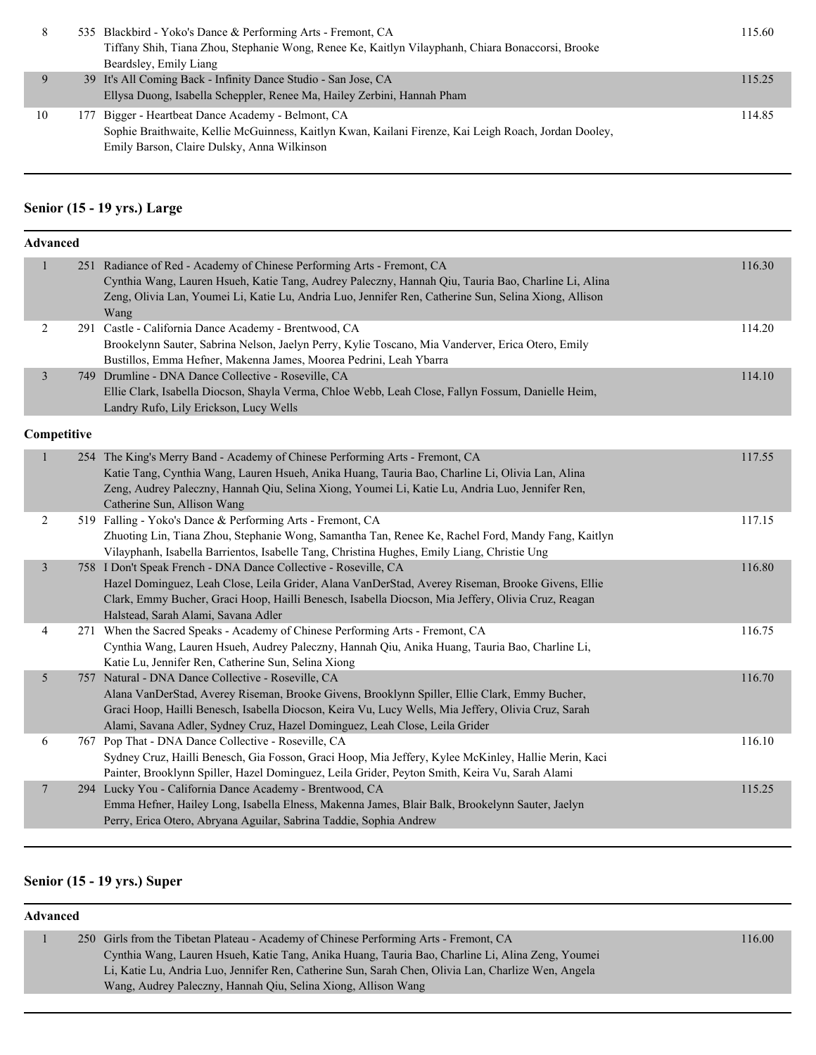| | | | |
|---|---|---|---|
| 8 | 535 | Blackbird - Yoko's Dance & Performing Arts - Fremont, CA<br>Tiffany Shih, Tiana Zhou, Stephanie Wong, Renee Ke, Kaitlyn Vilayphanh, Chiara Bonaccorsi, Brooke Beardsley, Emily Liang | 115.60 |
| 9 | 39 | It's All Coming Back - Infinity Dance Studio - San Jose, CA<br>Ellysa Duong, Isabella Scheppler, Renee Ma, Hailey Zerbini, Hannah Pham | 115.25 |
| 10 | 177 | Bigger - Heartbeat Dance Academy - Belmont, CA<br>Sophie Braithwaite, Kellie McGuinness, Kaitlyn Kwan, Kailani Firenze, Kai Leigh Roach, Jordan Dooley, Emily Barson, Claire Dulsky, Anna Wilkinson | 114.85 |

## Senior (15 - 19 yrs.) Large

**Advanced**

| | | | |
|---|---|---|---|
| 1 | 251 | Radiance of Red - Academy of Chinese Performing Arts - Fremont, CA<br>Cynthia Wang, Lauren Hsueh, Katie Tang, Audrey Paleczny, Hannah Qiu, Tauria Bao, Charline Li, Alina Zeng, Olivia Lan, Youmei Li, Katie Lu, Andria Luo, Jennifer Ren, Catherine Sun, Selina Xiong, Allison Wang | 116.30 |
| 2 | 291 | Castle - California Dance Academy - Brentwood, CA<br>Brookelynn Sauter, Sabrina Nelson, Jaelyn Perry, Kylie Toscano, Mia Vanderver, Erica Otero, Emily Bustillos, Emma Hefner, Makenna James, Moorea Pedrini, Leah Ybarra | 114.20 |
| 3 | 749 | Drumline - DNA Dance Collective - Roseville, CA<br>Ellie Clark, Isabella Diocson, Shayla Verma, Chloe Webb, Leah Close, Fallyn Fossum, Danielle Heim, Landry Rufo, Lily Erickson, Lucy Wells | 114.10 |

**Competitive**

| | | | |
|---|---|---|---|
| 1 | 254 | The King's Merry Band - Academy of Chinese Performing Arts - Fremont, CA<br>Katie Tang, Cynthia Wang, Lauren Hsueh, Anika Huang, Tauria Bao, Charline Li, Olivia Lan, Alina Zeng, Audrey Paleczny, Hannah Qiu, Selina Xiong, Youmei Li, Katie Lu, Andria Luo, Jennifer Ren, Catherine Sun, Allison Wang | 117.55 |
| 2 | 519 | Falling - Yoko's Dance & Performing Arts - Fremont, CA<br>Zhuoting Lin, Tiana Zhou, Stephanie Wong, Samantha Tan, Renee Ke, Rachel Ford, Mandy Fang, Kaitlyn Vilayphanh, Isabella Barrientos, Isabelle Tang, Christina Hughes, Emily Liang, Christie Ung | 117.15 |
| 3 | 758 | I Don't Speak French - DNA Dance Collective - Roseville, CA<br>Hazel Dominguez, Leah Close, Leila Grider, Alana VanDerStad, Averey Riseman, Brooke Givens, Ellie Clark, Emmy Bucher, Graci Hoop, Hailli Benesch, Isabella Diocson, Mia Jeffery, Olivia Cruz, Reagan Halstead, Sarah Alami, Savana Adler | 116.80 |
| 4 | 271 | When the Sacred Speaks - Academy of Chinese Performing Arts - Fremont, CA<br>Cynthia Wang, Lauren Hsueh, Audrey Paleczny, Hannah Qiu, Anika Huang, Tauria Bao, Charline Li, Katie Lu, Jennifer Ren, Catherine Sun, Selina Xiong | 116.75 |
| 5 | 757 | Natural - DNA Dance Collective - Roseville, CA<br>Alana VanDerStad, Averey Riseman, Brooke Givens, Brooklynn Spiller, Ellie Clark, Emmy Bucher, Graci Hoop, Hailli Benesch, Isabella Diocson, Keira Vu, Lucy Wells, Mia Jeffery, Olivia Cruz, Sarah Alami, Savana Adler, Sydney Cruz, Hazel Dominguez, Leah Close, Leila Grider | 116.70 |
| 6 | 767 | Pop That - DNA Dance Collective - Roseville, CA<br>Sydney Cruz, Hailli Benesch, Gia Fosson, Graci Hoop, Mia Jeffery, Kylee McKinley, Hallie Merin, Kaci Painter, Brooklynn Spiller, Hazel Dominguez, Leila Grider, Peyton Smith, Keira Vu, Sarah Alami | 116.10 |
| 7 | 294 | Lucky You - California Dance Academy - Brentwood, CA<br>Emma Hefner, Hailey Long, Isabella Elness, Makenna James, Blair Balk, Brookelynn Sauter, Jaelyn Perry, Erica Otero, Abryana Aguilar, Sabrina Taddie, Sophia Andrew | 115.25 |

## Senior (15 - 19 yrs.) Super

**Advanced**

| | | | |
|---|---|---|---|
| 1 | 250 | Girls from the Tibetan Plateau - Academy of Chinese Performing Arts - Fremont, CA<br>Cynthia Wang, Lauren Hsueh, Katie Tang, Anika Huang, Tauria Bao, Charline Li, Alina Zeng, Youmei Li, Katie Lu, Andria Luo, Jennifer Ren, Catherine Sun, Sarah Chen, Olivia Lan, Charlize Wen, Angela Wang, Audrey Paleczny, Hannah Qiu, Selina Xiong, Allison Wang | 116.00 |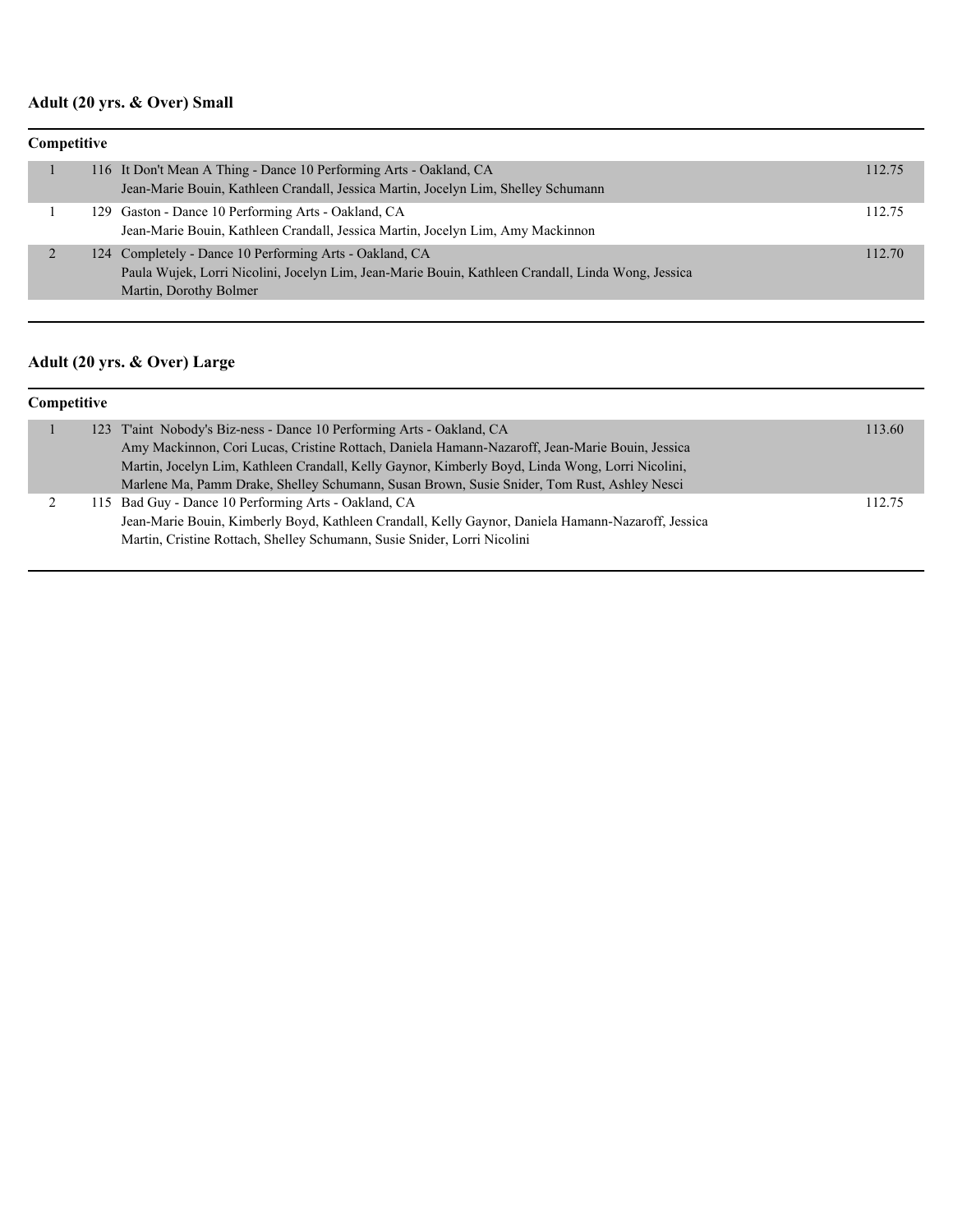### Adult (20 yrs. & Over) Small

**Competitive**

| | | | |
|---|---|---|---|
| 1 | 116 | It Don't Mean A Thing - Dance 10 Performing Arts - Oakland, CA<br>Jean-Marie Bouin, Kathleen Crandall, Jessica Martin, Jocelyn Lim, Shelley Schumann | 112.75 |
| 1 | 129 | Gaston - Dance 10 Performing Arts - Oakland, CA<br>Jean-Marie Bouin, Kathleen Crandall, Jessica Martin, Jocelyn Lim, Amy Mackinnon | 112.75 |
| 2 | 124 | Completely - Dance 10 Performing Arts - Oakland, CA<br>Paula Wujek, Lorri Nicolini, Jocelyn Lim, Jean-Marie Bouin, Kathleen Crandall, Linda Wong, Jessica Martin, Dorothy Bolmer | 112.70 |

### Adult (20 yrs. & Over) Large

**Competitive**

| | | | |
|---|---|---|---|
| 1 | 123 | T'aint Nobody's Biz-ness - Dance 10 Performing Arts - Oakland, CA<br>Amy Mackinnon, Cori Lucas, Cristine Rottach, Daniela Hamann-Nazaroff, Jean-Marie Bouin, Jessica Martin, Jocelyn Lim, Kathleen Crandall, Kelly Gaynor, Kimberly Boyd, Linda Wong, Lorri Nicolini, Marlene Ma, Pamm Drake, Shelley Schumann, Susan Brown, Susie Snider, Tom Rust, Ashley Nesci | 113.60 |
| 2 | 115 | Bad Guy - Dance 10 Performing Arts - Oakland, CA<br>Jean-Marie Bouin, Kimberly Boyd, Kathleen Crandall, Kelly Gaynor, Daniela Hamann-Nazaroff, Jessica Martin, Cristine Rottach, Shelley Schumann, Susie Snider, Lorri Nicolini | 112.75 |